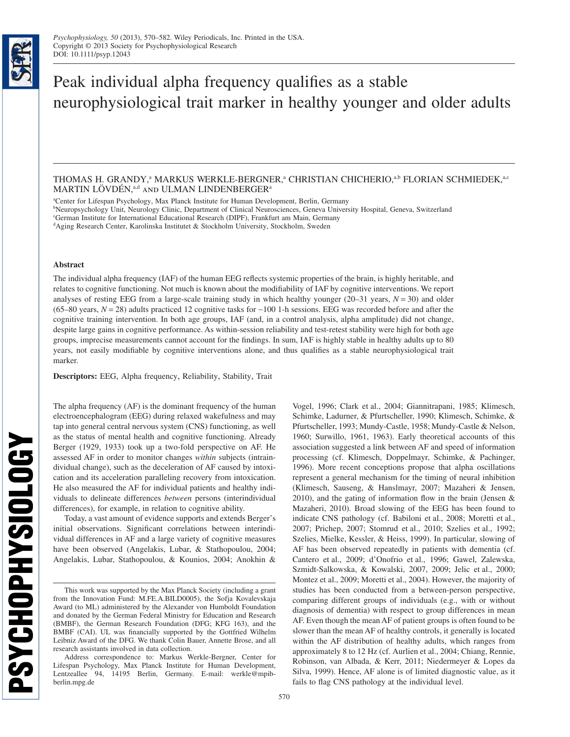# Peak individual alpha frequency qualifies as a stable neurophysiological trait marker in healthy younger and older adults

THOMAS H. GRANDY,[a] MARKUS WERKLE-BERGNER,[a] CHRISTIAN CHICHERIO,[a,b] FLORIAN SCHMIEDEK,[a,c] MARTIN LÖVDÉN,[a,d] AND ULMAN LINDENBERGER[a]

[a]Center for Lifespan Psychology, Max Planck Institute for Human Development, Berlin, Germany
[b]Neuropsychology Unit, Neurology Clinic, Department of Clinical Neurosciences, Geneva University Hospital, Geneva, Switzerland
[c]German Institute for International Educational Research (DIPF), Frankfurt am Main, Germany
[d]Aging Research Center, Karolinska Institutet & Stockholm University, Stockholm, Sweden

## Abstract

The individual alpha frequency (IAF) of the human EEG reflects systemic properties of the brain, is highly heritable, and relates to cognitive functioning. Not much is known about the modifiability of IAF by cognitive interventions. We report analyses of resting EEG from a large-scale training study in which healthy younger (20–31 years, $N = 30$) and older (65–80 years, $N = 28$) adults practiced 12 cognitive tasks for ~100 1-h sessions. EEG was recorded before and after the cognitive training intervention. In both age groups, IAF (and, in a control analysis, alpha amplitude) did not change, despite large gains in cognitive performance. As within-session reliability and test-retest stability were high for both age groups, imprecise measurements cannot account for the findings. In sum, IAF is highly stable in healthy adults up to 80 years, not easily modifiable by cognitive interventions alone, and thus qualifies as a stable neurophysiological trait marker.

**Descriptors:** EEG, Alpha frequency, Reliability, Stability, Trait

The alpha frequency (AF) is the dominant frequency of the human electroencephalogram (EEG) during relaxed wakefulness and may tap into general central nervous system (CNS) functioning, as well as the status of mental health and cognitive functioning. Already Berger (1929, 1933) took up a two-fold perspective on AF. He assessed AF in order to monitor changes *within* subjects (intraindividual change), such as the deceleration of AF caused by intoxication and its acceleration paralleling recovery from intoxication. He also measured the AF for individual patients and healthy individuals to delineate differences *between* persons (interindividual differences), for example, in relation to cognitive ability.

Today, a vast amount of evidence supports and extends Berger's initial observations. Significant correlations between interindividual differences in AF and a large variety of cognitive measures have been observed (Angelakis, Lubar, & Stathopoulou, 2004; Angelakis, Lubar, Stathopoulou, & Kounios, 2004; Anokhin & Vogel, 1996; Clark et al., 2004; Giannitrapani, 1985; Klimesch, Schimke, Ladurner, & Pfurtscheller, 1990; Klimesch, Schimke, & Pfurtscheller, 1993; Mundy-Castle, 1958; Mundy-Castle & Nelson, 1960; Surwillo, 1961, 1963). Early theoretical accounts of this association suggested a link between AF and speed of information processing (cf. Klimesch, Doppelmayr, Schimke, & Pachinger, 1996). More recent conceptions propose that alpha oscillations represent a general mechanism for the timing of neural inhibition (Klimesch, Sauseng, & Hanslmayr, 2007; Mazaheri & Jensen, 2010), and the gating of information flow in the brain (Jensen & Mazaheri, 2010). Broad slowing of the EEG has been found to indicate CNS pathology (cf. Babiloni et al., 2008; Moretti et al., 2007; Prichep, 2007; Stomrud et al., 2010; Szelies et al., 1992; Szelies, Mielke, Kessler, & Heiss, 1999). In particular, slowing of AF has been observed repeatedly in patients with dementia (cf. Cantero et al., 2009; d'Onofrio et al., 1996; Gawel, Zalewska, Szmidt-Salkowska, & Kowalski, 2007, 2009; Jelic et al., 2000; Montez et al., 2009; Moretti et al., 2004). However, the majority of studies has been conducted from a between-person perspective, comparing different groups of individuals (e.g., with or without diagnosis of dementia) with respect to group differences in mean AF. Even though the mean AF of patient groups is often found to be slower than the mean AF of healthy controls, it generally is located within the AF distribution of healthy adults, which ranges from approximately 8 to 12 Hz (cf. Aurlien et al., 2004; Chiang, Rennie, Robinson, van Albada, & Kerr, 2011; Niedermeyer & Lopes da Silva, 1999). Hence, AF alone is of limited diagnostic value, as it fails to flag CNS pathology at the individual level.

---

This work was supported by the Max Planck Society (including a grant from the Innovation Fund: M.FE.A.BILD0005), the Sofja Kovalevskaja Award (to ML) administered by the Alexander von Humboldt Foundation and donated by the German Federal Ministry for Education and Research (BMBF), the German Research Foundation (DFG; KFG 163), and the BMBF (CAI). UL was financially supported by the Gottfried Wilhelm Leibniz Award of the DFG. We thank Colin Bauer, Annette Brose, and all research assistants involved in data collection.

Address correspondence to: Markus Werkle-Bergner, Center for Lifespan Psychology, Max Planck Institute for Human Development, Lentzeallee 94, 14195 Berlin, Germany. E-mail: werkle@mpib-berlin.mpg.de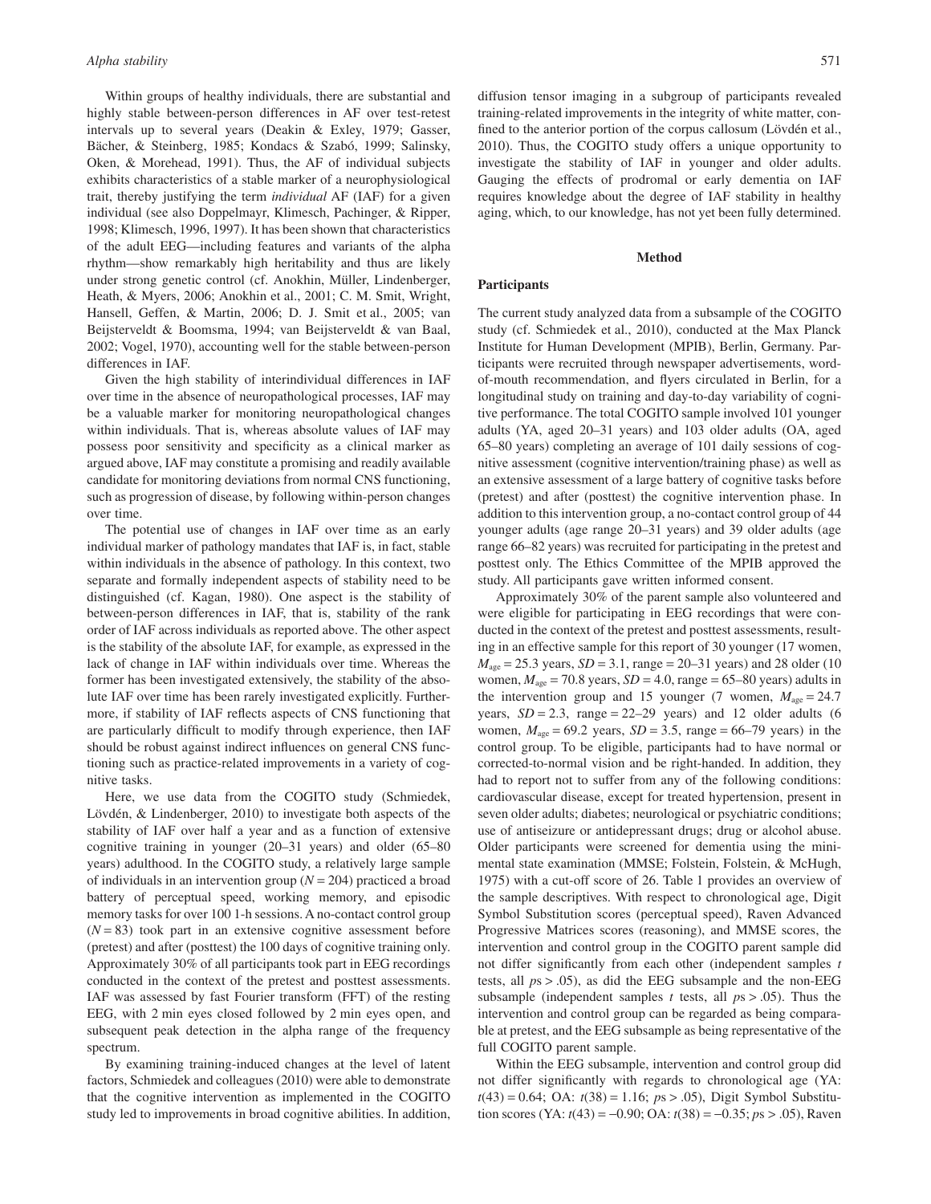Within groups of healthy individuals, there are substantial and highly stable between-person differences in AF over test-retest intervals up to several years (Deakin & Exley, 1979; Gasser, Bächer, & Steinberg, 1985; Kondacs & Szabó, 1999; Salinsky, Oken, & Morehead, 1991). Thus, the AF of individual subjects exhibits characteristics of a stable marker of a neurophysiological trait, thereby justifying the term *individual* AF (IAF) for a given individual (see also Doppelmayr, Klimesch, Pachinger, & Ripper, 1998; Klimesch, 1996, 1997). It has been shown that characteristics of the adult EEG—including features and variants of the alpha rhythm—show remarkably high heritability and thus are likely under strong genetic control (cf. Anokhin, Müller, Lindenberger, Heath, & Myers, 2006; Anokhin et al., 2001; C. M. Smit, Wright, Hansell, Geffen, & Martin, 2006; D. J. Smit et al., 2005; van Beijsterveldt & Boomsma, 1994; van Beijsterveldt & van Baal, 2002; Vogel, 1970), accounting well for the stable between-person differences in IAF.

Given the high stability of interindividual differences in IAF over time in the absence of neuropathological processes, IAF may be a valuable marker for monitoring neuropathological changes within individuals. That is, whereas absolute values of IAF may possess poor sensitivity and specificity as a clinical marker as argued above, IAF may constitute a promising and readily available candidate for monitoring deviations from normal CNS functioning, such as progression of disease, by following within-person changes over time.

The potential use of changes in IAF over time as an early individual marker of pathology mandates that IAF is, in fact, stable within individuals in the absence of pathology. In this context, two separate and formally independent aspects of stability need to be distinguished (cf. Kagan, 1980). One aspect is the stability of between-person differences in IAF, that is, stability of the rank order of IAF across individuals as reported above. The other aspect is the stability of the absolute IAF, for example, as expressed in the lack of change in IAF within individuals over time. Whereas the former has been investigated extensively, the stability of the absolute IAF over time has been rarely investigated explicitly. Furthermore, if stability of IAF reflects aspects of CNS functioning that are particularly difficult to modify through experience, then IAF should be robust against indirect influences on general CNS functioning such as practice-related improvements in a variety of cognitive tasks.

Here, we use data from the COGITO study (Schmiedek, Lövdén, & Lindenberger, 2010) to investigate both aspects of the stability of IAF over half a year and as a function of extensive cognitive training in younger (20–31 years) and older (65–80 years) adulthood. In the COGITO study, a relatively large sample of individuals in an intervention group ($N = 204$) practiced a broad battery of perceptual speed, working memory, and episodic memory tasks for over 100 1-h sessions. A no-contact control group ($N = 83$) took part in an extensive cognitive assessment before (pretest) and after (posttest) the 100 days of cognitive training only. Approximately 30% of all participants took part in EEG recordings conducted in the context of the pretest and posttest assessments. IAF was assessed by fast Fourier transform (FFT) of the resting EEG, with 2 min eyes closed followed by 2 min eyes open, and subsequent peak detection in the alpha range of the frequency spectrum.

By examining training-induced changes at the level of latent factors, Schmiedek and colleagues (2010) were able to demonstrate that the cognitive intervention as implemented in the COGITO study led to improvements in broad cognitive abilities. In addition, diffusion tensor imaging in a subgroup of participants revealed training-related improvements in the integrity of white matter, confined to the anterior portion of the corpus callosum (Lövdén et al., 2010). Thus, the COGITO study offers a unique opportunity to investigate the stability of IAF in younger and older adults. Gauging the effects of prodromal or early dementia on IAF requires knowledge about the degree of IAF stability in healthy aging, which, to our knowledge, has not yet been fully determined.

## Method

### Participants

The current study analyzed data from a subsample of the COGITO study (cf. Schmiedek et al., 2010), conducted at the Max Planck Institute for Human Development (MPIB), Berlin, Germany. Participants were recruited through newspaper advertisements, word-of-mouth recommendation, and flyers circulated in Berlin, for a longitudinal study on training and day-to-day variability of cognitive performance. The total COGITO sample involved 101 younger adults (YA, aged 20–31 years) and 103 older adults (OA, aged 65–80 years) completing an average of 101 daily sessions of cognitive assessment (cognitive intervention/training phase) as well as an extensive assessment of a large battery of cognitive tasks before (pretest) and after (posttest) the cognitive intervention phase. In addition to this intervention group, a no-contact control group of 44 younger adults (age range 20–31 years) and 39 older adults (age range 66–82 years) was recruited for participating in the pretest and posttest only. The Ethics Committee of the MPIB approved the study. All participants gave written informed consent.

Approximately 30% of the parent sample also volunteered and were eligible for participating in EEG recordings that were conducted in the context of the pretest and posttest assessments, resulting in an effective sample for this report of 30 younger (17 women, $M_{age} = 25.3$ years, $SD = 3.1$, range = 20–31 years) and 28 older (10 women, $M_{age} = 70.8$ years, $SD = 4.0$, range = 65–80 years) adults in the intervention group and 15 younger (7 women, $M_{age} = 24.7$ years, $SD = 2.3$, range = 22–29 years) and 12 older adults (6 women, $M_{age} = 69.2$ years, $SD = 3.5$, range = 66–79 years) in the control group. To be eligible, participants had to have normal or corrected-to-normal vision and be right-handed. In addition, they had to report not to suffer from any of the following conditions: cardiovascular disease, except for treated hypertension, present in seven older adults; diabetes; neurological or psychiatric conditions; use of antiseizure or antidepressant drugs; drug or alcohol abuse. Older participants were screened for dementia using the mini-mental state examination (MMSE; Folstein, Folstein, & McHugh, 1975) with a cut-off score of 26. Table 1 provides an overview of the sample descriptives. With respect to chronological age, Digit Symbol Substitution scores (perceptual speed), Raven Advanced Progressive Matrices scores (reasoning), and MMSE scores, the intervention and control group in the COGITO parent sample did not differ significantly from each other (independent samples *t* tests, all $ps > .05$), as did the EEG subsample and the non-EEG subsample (independent samples *t* tests, all $ps > .05$). Thus the intervention and control group can be regarded as being comparable at pretest, and the EEG subsample as being representative of the full COGITO parent sample.

Within the EEG subsample, intervention and control group did not differ significantly with regards to chronological age (YA: $t(43) = 0.64$; OA: $t(38) = 1.16$; $ps > .05$), Digit Symbol Substitution scores (YA: $t(43) = -0.90$; OA: $t(38) = -0.35$; $ps > .05$), Raven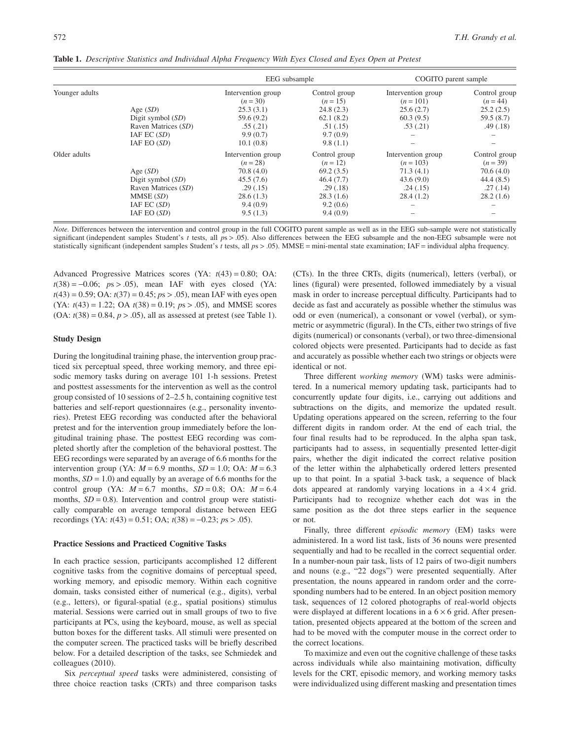**Table 1.** *Descriptive Statistics and Individual Alpha Frequency With Eyes Closed and Eyes Open at Pretest*

| | | EEG subsample | | COGITO parent sample | |
|---|---|---|---|---|---|
| Younger adults | | Intervention group ($n = 30$) | Control group ($n = 15$) | Intervention group ($n = 101$) | Control group ($n = 44$) |
| | Age (*SD*) | 25.3 (3.1) | 24.8 (2.3) | 25.6 (2.7) | 25.2 (2.5) |
| | Digit symbol (*SD*) | 59.6 (9.2) | 62.1 (8.2) | 60.3 (9.5) | 59.5 (8.7) |
| | Raven Matrices (*SD*) | .55 (.21) | .51 (.15) | .53 (.21) | .49 (.18) |
| | IAF EC (*SD*) | 9.9 (0.7) | 9.7 (0.9) | – | – |
| | IAF EO (*SD*) | 10.1 (0.8) | 9.8 (1.1) | – | – |
| Older adults | | Intervention group ($n = 28$) | Control group ($n = 12$) | Intervention group ($n = 103$) | Control group ($n = 39$) |
| | Age (*SD*) | 70.8 (4.0) | 69.2 (3.5) | 71.3 (4.1) | 70.6 (4.0) |
| | Digit symbol (*SD*) | 45.5 (7.6) | 46.4 (7.7) | 43.6 (9.0) | 44.4 (8.5) |
| | Raven Matrices (*SD*) | .29 (.15) | .29 (.18) | .24 (.15) | .27 (.14) |
| | MMSE (*SD*) | 28.6 (1.3) | 28.3 (1.6) | 28.4 (1.2) | 28.2 (1.6) |
| | IAF EC (*SD*) | 9.4 (0.9) | 9.2 (0.6) | – | – |
| | IAF EO (*SD*) | 9.5 (1.3) | 9.4 (0.9) | – | – |

*Note.* Differences between the intervention and control group in the full COGITO parent sample as well as in the EEG sub-sample were not statistically significant (independent samples Student's *t* tests, all $ps > .05$). Also differences between the EEG subsample and the non-EEG subsample were not statistically significant (independent samples Student's *t* tests, all $ps > .05$). MMSE = mini-mental state examination; IAF = individual alpha frequency.

Advanced Progressive Matrices scores (YA: $t(43) = 0.80$; OA: $t(38) = -0.06$; $ps > .05$), mean IAF with eyes closed (YA: $t(43) = 0.59$; OA: $t(37) = 0.45$; $ps > .05$), mean IAF with eyes open (YA: $t(43) = 1.22$; OA $t(38) = 0.19$; $ps > .05$), and MMSE scores (OA: $t(38) = 0.84$, $p > .05$), all as assessed at pretest (see Table 1).

### Study Design

During the longitudinal training phase, the intervention group practiced six perceptual speed, three working memory, and three episodic memory tasks during on average 101 1-h sessions. Pretest and posttest assessments for the intervention as well as the control group consisted of 10 sessions of 2–2.5 h, containing cognitive test batteries and self-report questionnaires (e.g., personality inventories). Pretest EEG recording was conducted after the behavioral pretest and for the intervention group immediately before the longitudinal training phase. The posttest EEG recording was completed shortly after the completion of the behavioral posttest. The EEG recordings were separated by an average of 6.6 months for the intervention group (YA: $M = 6.9$ months, $SD = 1.0$; OA: $M = 6.3$ months, $SD = 1.0$) and equally by an average of 6.6 months for the control group (YA: $M = 6.7$ months, $SD = 0.8$; OA: $M = 6.4$ months, $SD = 0.8$). Intervention and control group were statistically comparable on average temporal distance between EEG recordings (YA: $t(43) = 0.51$; OA; $t(38) = -0.23$; $ps > .05$).

### Practice Sessions and Practiced Cognitive Tasks

In each practice session, participants accomplished 12 different cognitive tasks from the cognitive domains of perceptual speed, working memory, and episodic memory. Within each cognitive domain, tasks consisted either of numerical (e.g., digits), verbal (e.g., letters), or figural-spatial (e.g., spatial positions) stimulus material. Sessions were carried out in small groups of two to five participants at PCs, using the keyboard, mouse, as well as special button boxes for the different tasks. All stimuli were presented on the computer screen. The practiced tasks will be briefly described below. For a detailed description of the tasks, see Schmiedek and colleagues (2010).

Six *perceptual speed* tasks were administered, consisting of three choice reaction tasks (CRTs) and three comparison tasks (CTs). In the three CRTs, digits (numerical), letters (verbal), or lines (figural) were presented, followed immediately by a visual mask in order to increase perceptual difficulty. Participants had to decide as fast and accurately as possible whether the stimulus was odd or even (numerical), a consonant or vowel (verbal), or symmetric or asymmetric (figural). In the CTs, either two strings of five digits (numerical) or consonants (verbal), or two three-dimensional colored objects were presented. Participants had to decide as fast and accurately as possible whether each two strings or objects were identical or not.

Three different *working memory* (WM) tasks were administered. In a numerical memory updating task, participants had to concurrently update four digits, i.e., carrying out additions and subtractions on the digits, and memorize the updated result. Updating operations appeared on the screen, referring to the four different digits in random order. At the end of each trial, the four final results had to be reproduced. In the alpha span task, participants had to assess, in sequentially presented letter-digit pairs, whether the digit indicated the correct relative position of the letter within the alphabetically ordered letters presented up to that point. In a spatial 3-back task, a sequence of black dots appeared at randomly varying locations in a $4 \times 4$ grid. Participants had to recognize whether each dot was in the same position as the dot three steps earlier in the sequence or not.

Finally, three different *episodic memory* (EM) tasks were administered. In a word list task, lists of 36 nouns were presented sequentially and had to be recalled in the correct sequential order. In a number-noun pair task, lists of 12 pairs of two-digit numbers and nouns (e.g., "22 dogs") were presented sequentially. After presentation, the nouns appeared in random order and the corresponding numbers had to be entered. In an object position memory task, sequences of 12 colored photographs of real-world objects were displayed at different locations in a $6 \times 6$ grid. After presentation, presented objects appeared at the bottom of the screen and had to be moved with the computer mouse in the correct order to the correct locations.

To maximize and even out the cognitive challenge of these tasks across individuals while also maintaining motivation, difficulty levels for the CRT, episodic memory, and working memory tasks were individualized using different masking and presentation times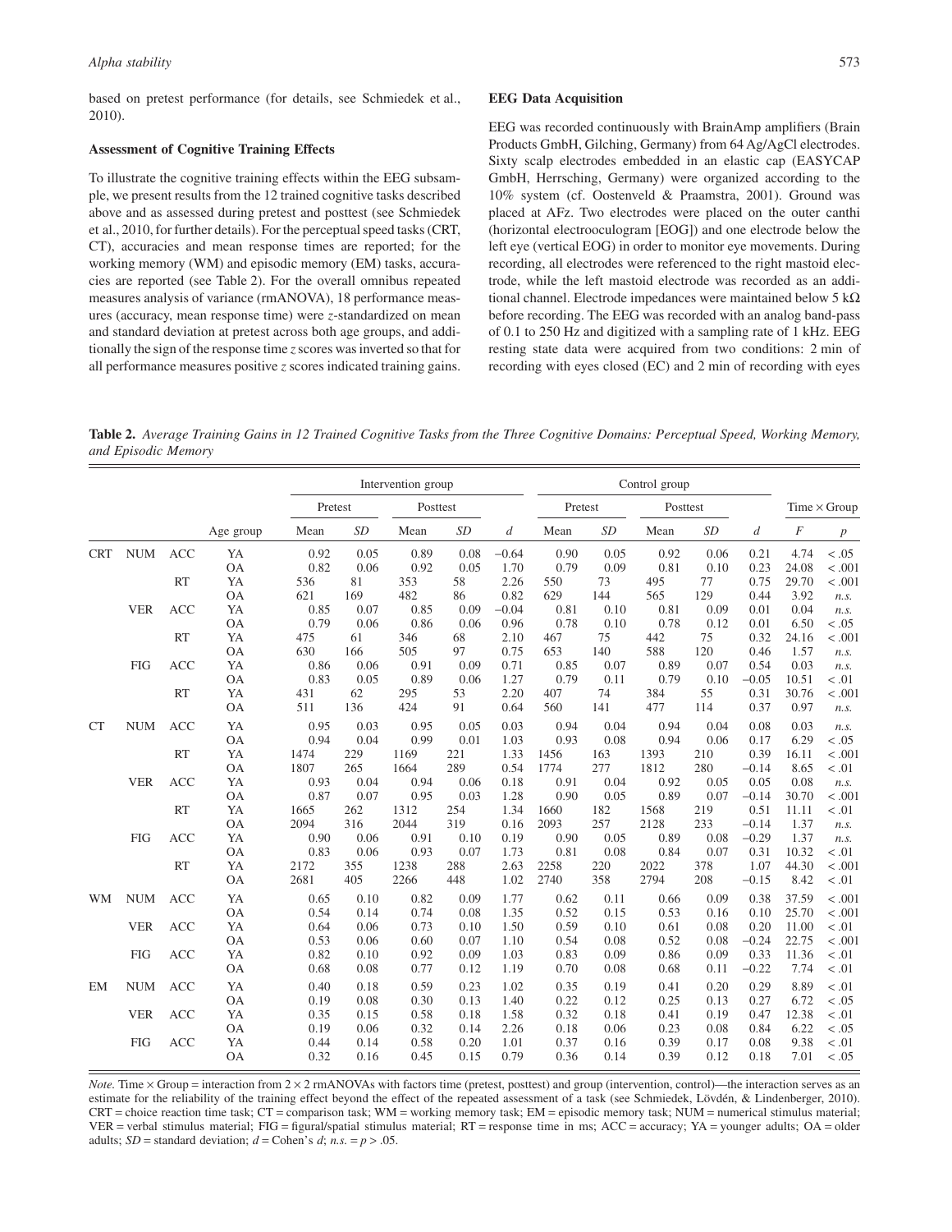based on pretest performance (for details, see Schmiedek et al., 2010).

### Assessment of Cognitive Training Effects

To illustrate the cognitive training effects within the EEG subsample, we present results from the 12 trained cognitive tasks described above and as assessed during pretest and posttest (see Schmiedek et al., 2010, for further details). For the perceptual speed tasks (CRT, CT), accuracies and mean response times are reported; for the working memory (WM) and episodic memory (EM) tasks, accuracies are reported (see Table 2). For the overall omnibus repeated measures analysis of variance (rmANOVA), 18 performance measures (accuracy, mean response time) were *z*-standardized on mean and standard deviation at pretest across both age groups, and additionally the sign of the response time *z* scores was inverted so that for all performance measures positive *z* scores indicated training gains.

### EEG Data Acquisition

EEG was recorded continuously with BrainAmp amplifiers (Brain Products GmbH, Gilching, Germany) from 64 Ag/AgCl electrodes. Sixty scalp electrodes embedded in an elastic cap (EASYCAP GmbH, Herrsching, Germany) were organized according to the 10% system (cf. Oostenveld & Praamstra, 2001). Ground was placed at AFz. Two electrodes were placed on the outer canthi (horizontal electrooculogram [EOG]) and one electrode below the left eye (vertical EOG) in order to monitor eye movements. During recording, all electrodes were referenced to the right mastoid electrode, while the left mastoid electrode was recorded as an additional channel. Electrode impedances were maintained below 5 kΩ before recording. The EEG was recorded with an analog band-pass of 0.1 to 250 Hz and digitized with a sampling rate of 1 kHz. EEG resting state data were acquired from two conditions: 2 min of recording with eyes closed (EC) and 2 min of recording with eyes

**Table 2.** *Average Training Gains in 12 Trained Cognitive Tasks from the Three Cognitive Domains: Perceptual Speed, Working Memory, and Episodic Memory*

| | | | | Intervention group | | | | | Control group | | | | | Time × Group | |
|---|---|---|---|---|---|---|---|---|---|---|---|---|---|---|---|
| | | | | Pretest | | Posttest | | | Pretest | | Posttest | | | | |
| | | | Age group | Mean | *SD* | Mean | *SD* | *d* | Mean | *SD* | Mean | *SD* | *d* | *F* | *p* |
| CRT | NUM | ACC | YA | 0.92 | 0.05 | 0.89 | 0.08 | −0.64 | 0.90 | 0.05 | 0.92 | 0.06 | 0.21 | 4.74 | < .05 |
| | | | OA | 0.82 | 0.06 | 0.92 | 0.05 | 1.70 | 0.79 | 0.09 | 0.81 | 0.10 | 0.23 | 24.08 | < .001 |
| | | RT | YA | 536 | 81 | 353 | 58 | 2.26 | 550 | 73 | 495 | 77 | 0.75 | 29.70 | < .001 |
| | | | OA | 621 | 169 | 482 | 86 | 0.82 | 629 | 144 | 565 | 129 | 0.44 | 3.92 | *n.s.* |
| | VER | ACC | YA | 0.85 | 0.07 | 0.85 | 0.09 | −0.04 | 0.81 | 0.10 | 0.81 | 0.09 | 0.01 | 0.04 | *n.s.* |
| | | | OA | 0.79 | 0.06 | 0.86 | 0.06 | 0.96 | 0.78 | 0.10 | 0.78 | 0.12 | 0.01 | 6.50 | < .05 |
| | | RT | YA | 475 | 61 | 346 | 68 | 2.10 | 467 | 75 | 442 | 75 | 0.32 | 24.16 | < .001 |
| | | | OA | 630 | 166 | 505 | 97 | 0.75 | 653 | 140 | 588 | 120 | 0.46 | 1.57 | *n.s.* |
| | FIG | ACC | YA | 0.86 | 0.06 | 0.91 | 0.09 | 0.71 | 0.85 | 0.07 | 0.89 | 0.07 | 0.54 | 0.03 | *n.s.* |
| | | | OA | 0.83 | 0.05 | 0.89 | 0.06 | 1.27 | 0.79 | 0.11 | 0.79 | 0.10 | −0.05 | 10.51 | < .01 |
| | | RT | YA | 431 | 62 | 295 | 53 | 2.20 | 407 | 74 | 384 | 55 | 0.31 | 30.76 | < .001 |
| | | | OA | 511 | 136 | 424 | 91 | 0.64 | 560 | 141 | 477 | 114 | 0.37 | 0.97 | *n.s.* |
| CT | NUM | ACC | YA | 0.95 | 0.03 | 0.95 | 0.05 | 0.03 | 0.94 | 0.04 | 0.94 | 0.04 | 0.08 | 0.03 | *n.s.* |
| | | | OA | 0.94 | 0.04 | 0.99 | 0.01 | 1.03 | 0.93 | 0.08 | 0.94 | 0.06 | 0.17 | 6.29 | < .05 |
| | | RT | YA | 1474 | 229 | 1169 | 221 | 1.33 | 1456 | 163 | 1393 | 210 | 0.39 | 16.11 | < .001 |
| | | | OA | 1807 | 265 | 1664 | 289 | 0.54 | 1774 | 277 | 1812 | 280 | −0.14 | 8.65 | < .01 |
| | VER | ACC | YA | 0.93 | 0.04 | 0.94 | 0.06 | 0.18 | 0.91 | 0.04 | 0.92 | 0.05 | 0.05 | 0.08 | *n.s.* |
| | | | OA | 0.87 | 0.07 | 0.95 | 0.03 | 1.28 | 0.90 | 0.05 | 0.89 | 0.07 | −0.14 | 30.70 | < .001 |
| | | RT | YA | 1665 | 262 | 1312 | 254 | 1.34 | 1660 | 182 | 1568 | 219 | 0.51 | 11.11 | < .01 |
| | | | OA | 2094 | 316 | 2044 | 319 | 0.16 | 2093 | 257 | 2128 | 233 | −0.14 | 1.37 | *n.s.* |
| | FIG | ACC | YA | 0.90 | 0.06 | 0.91 | 0.10 | 0.19 | 0.90 | 0.05 | 0.89 | 0.08 | −0.29 | 1.37 | *n.s.* |
| | | | OA | 0.83 | 0.06 | 0.93 | 0.07 | 1.73 | 0.81 | 0.08 | 0.84 | 0.07 | 0.31 | 10.32 | < .01 |
| | | RT | YA | 2172 | 355 | 1238 | 288 | 2.63 | 2258 | 220 | 2022 | 378 | 1.07 | 44.30 | < .001 |
| | | | OA | 2681 | 405 | 2266 | 448 | 1.02 | 2740 | 358 | 2794 | 208 | −0.15 | 8.42 | < .01 |
| WM | NUM | ACC | YA | 0.65 | 0.10 | 0.82 | 0.09 | 1.77 | 0.62 | 0.11 | 0.66 | 0.09 | 0.38 | 37.59 | < .001 |
| | | | OA | 0.54 | 0.14 | 0.74 | 0.08 | 1.35 | 0.52 | 0.15 | 0.53 | 0.16 | 0.10 | 25.70 | < .001 |
| | VER | ACC | YA | 0.64 | 0.06 | 0.73 | 0.10 | 1.50 | 0.59 | 0.10 | 0.61 | 0.08 | 0.20 | 11.00 | < .01 |
| | | | OA | 0.53 | 0.06 | 0.60 | 0.07 | 1.10 | 0.54 | 0.08 | 0.52 | 0.08 | −0.24 | 22.75 | < .001 |
| | FIG | ACC | YA | 0.82 | 0.10 | 0.92 | 0.09 | 1.03 | 0.83 | 0.09 | 0.86 | 0.09 | 0.33 | 11.36 | < .01 |
| | | | OA | 0.68 | 0.08 | 0.77 | 0.12 | 1.19 | 0.70 | 0.08 | 0.68 | 0.11 | −0.22 | 7.74 | < .01 |
| EM | NUM | ACC | YA | 0.40 | 0.18 | 0.59 | 0.23 | 1.02 | 0.35 | 0.19 | 0.41 | 0.20 | 0.29 | 8.89 | < .01 |
| | | | OA | 0.19 | 0.08 | 0.30 | 0.13 | 1.40 | 0.22 | 0.12 | 0.25 | 0.13 | 0.27 | 6.72 | < .05 |
| | VER | ACC | YA | 0.35 | 0.15 | 0.58 | 0.18 | 1.58 | 0.32 | 0.18 | 0.41 | 0.19 | 0.47 | 12.38 | < .01 |
| | | | OA | 0.19 | 0.06 | 0.32 | 0.14 | 2.26 | 0.18 | 0.06 | 0.23 | 0.08 | 0.84 | 6.22 | < .05 |
| | FIG | ACC | YA | 0.44 | 0.14 | 0.58 | 0.20 | 1.01 | 0.37 | 0.16 | 0.39 | 0.17 | 0.08 | 9.38 | < .01 |
| | | | OA | 0.32 | 0.16 | 0.45 | 0.15 | 0.79 | 0.36 | 0.14 | 0.39 | 0.12 | 0.18 | 7.01 | < .05 |

*Note.* Time × Group = interaction from 2 × 2 rmANOVAs with factors time (pretest, posttest) and group (intervention, control)—the interaction serves as an estimate for the reliability of the training effect beyond the effect of the repeated assessment of a task (see Schmiedek, Lövdén, & Lindenberger, 2010). CRT = choice reaction time task; CT = comparison task; WM = working memory task; EM = episodic memory task; NUM = numerical stimulus material; VER = verbal stimulus material; FIG = figural/spatial stimulus material; RT = response time in ms; ACC = accuracy; YA = younger adults; OA = older adults; *SD* = standard deviation; *d* = Cohen's *d*; *n.s.* = $p > .05$.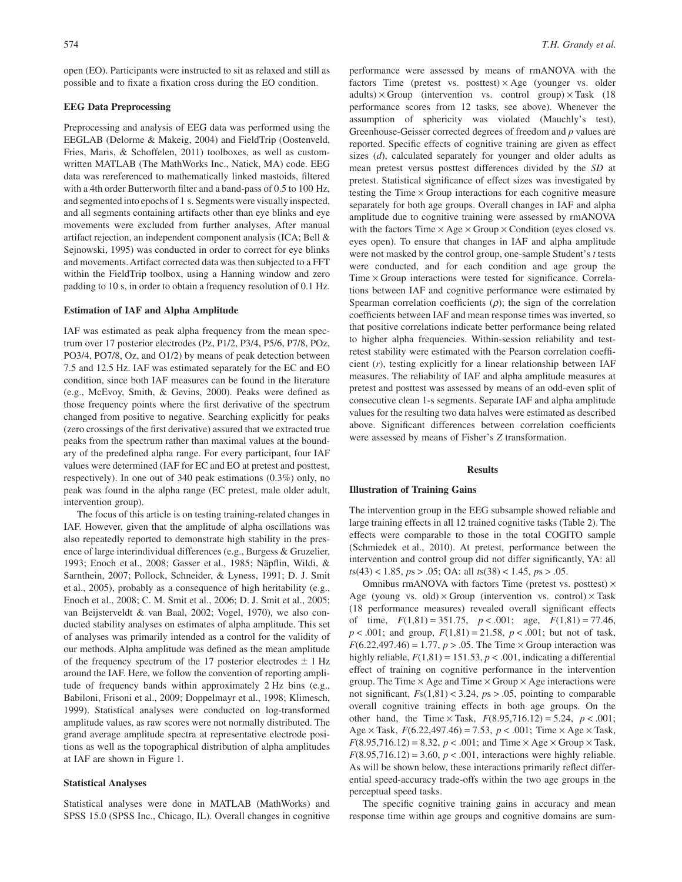open (EO). Participants were instructed to sit as relaxed and still as possible and to fixate a fixation cross during the EO condition.

### EEG Data Preprocessing

Preprocessing and analysis of EEG data was performed using the EEGLAB (Delorme & Makeig, 2004) and FieldTrip (Oostenveld, Fries, Maris, & Schoffelen, 2011) toolboxes, as well as custom-written MATLAB (The MathWorks Inc., Natick, MA) code. EEG data was rereferenced to mathematically linked mastoids, filtered with a 4th order Butterworth filter and a band-pass of 0.5 to 100 Hz, and segmented into epochs of 1 s. Segments were visually inspected, and all segments containing artifacts other than eye blinks and eye movements were excluded from further analyses. After manual artifact rejection, an independent component analysis (ICA; Bell & Sejnowski, 1995) was conducted in order to correct for eye blinks and movements. Artifact corrected data was then subjected to a FFT within the FieldTrip toolbox, using a Hanning window and zero padding to 10 s, in order to obtain a frequency resolution of 0.1 Hz.

### Estimation of IAF and Alpha Amplitude

IAF was estimated as peak alpha frequency from the mean spectrum over 17 posterior electrodes (Pz, P1/2, P3/4, P5/6, P7/8, POz, PO3/4, PO7/8, Oz, and O1/2) by means of peak detection between 7.5 and 12.5 Hz. IAF was estimated separately for the EC and EO condition, since both IAF measures can be found in the literature (e.g., McEvoy, Smith, & Gevins, 2000). Peaks were defined as those frequency points where the first derivative of the spectrum changed from positive to negative. Searching explicitly for peaks (zero crossings of the first derivative) assured that we extracted true peaks from the spectrum rather than maximal values at the boundary of the predefined alpha range. For every participant, four IAF values were determined (IAF for EC and EO at pretest and posttest, respectively). In one out of 340 peak estimations (0.3%) only, no peak was found in the alpha range (EC pretest, male older adult, intervention group).

The focus of this article is on testing training-related changes in IAF. However, given that the amplitude of alpha oscillations was also repeatedly reported to demonstrate high stability in the presence of large interindividual differences (e.g., Burgess & Gruzelier, 1993; Enoch et al., 2008; Gasser et al., 1985; Näpflin, Wildi, & Sarnthein, 2007; Pollock, Schneider, & Lyness, 1991; D. J. Smit et al., 2005), probably as a consequence of high heritability (e.g., Enoch et al., 2008; C. M. Smit et al., 2006; D. J. Smit et al., 2005; van Beijsterveldt & van Baal, 2002; Vogel, 1970), we also conducted stability analyses on estimates of alpha amplitude. This set of analyses was primarily intended as a control for the validity of our methods. Alpha amplitude was defined as the mean amplitude of the frequency spectrum of the 17 posterior electrodes $\pm$ 1 Hz around the IAF. Here, we follow the convention of reporting amplitude of frequency bands within approximately 2 Hz bins (e.g., Babiloni, Frisoni et al., 2009; Doppelmayr et al., 1998; Klimesch, 1999). Statistical analyses were conducted on log-transformed amplitude values, as raw scores were not normally distributed. The grand average amplitude spectra at representative electrode positions as well as the topographical distribution of alpha amplitudes at IAF are shown in Figure 1.

### Statistical Analyses

Statistical analyses were done in MATLAB (MathWorks) and SPSS 15.0 (SPSS Inc., Chicago, IL). Overall changes in cognitive performance were assessed by means of rmANOVA with the factors Time (pretest vs. posttest) $\times$ Age (younger vs. older adults) $\times$ Group (intervention vs. control group) $\times$ Task (18 performance scores from 12 tasks, see above). Whenever the assumption of sphericity was violated (Mauchly's test), Greenhouse-Geisser corrected degrees of freedom and *p* values are reported. Specific effects of cognitive training are given as effect sizes (*d*), calculated separately for younger and older adults as mean pretest versus posttest differences divided by the *SD* at pretest. Statistical significance of effect sizes was investigated by testing the Time $\times$ Group interactions for each cognitive measure separately for both age groups. Overall changes in IAF and alpha amplitude due to cognitive training were assessed by rmANOVA with the factors Time $\times$ Age $\times$ Group $\times$ Condition (eyes closed vs. eyes open). To ensure that changes in IAF and alpha amplitude were not masked by the control group, one-sample Student's *t* tests were conducted, and for each condition and age group the Time $\times$ Group interactions were tested for significance. Correlations between IAF and cognitive performance were estimated by Spearman correlation coefficients ($\rho$); the sign of the correlation coefficients between IAF and mean response times was inverted, so that positive correlations indicate better performance being related to higher alpha frequencies. Within-session reliability and test-retest stability were estimated with the Pearson correlation coefficient ($r$), testing explicitly for a linear relationship between IAF measures. The reliability of IAF and alpha amplitude measures at pretest and posttest was assessed by means of an odd-even split of consecutive clean 1-s segments. Separate IAF and alpha amplitude values for the resulting two data halves were estimated as described above. Significant differences between correlation coefficients were assessed by means of Fisher's *Z* transformation.

## Results

### Illustration of Training Gains

The intervention group in the EEG subsample showed reliable and large training effects in all 12 trained cognitive tasks (Table 2). The effects were comparable to those in the total COGITO sample (Schmiedek et al., 2010). At pretest, performance between the intervention and control group did not differ significantly, YA: all $ts(43) < 1.85$, $ps > .05$; OA: all $ts(38) < 1.45$, $ps > .05$.

Omnibus rmANOVA with factors Time (pretest vs. posttest) $\times$ Age (young vs. old) $\times$ Group (intervention vs. control) $\times$ Task (18 performance measures) revealed overall significant effects of time, $F(1,81) = 351.75$, $p < .001$; age, $F(1,81) = 77.46$, $p < .001$; and group, $F(1,81) = 21.58$, $p < .001$; but not of task, $F(6.22,497.46) = 1.77$, $p > .05$. The Time $\times$ Group interaction was highly reliable, $F(1,81) = 151.53$, $p < .001$, indicating a differential effect of training on cognitive performance in the intervention group. The Time $\times$ Age and Time $\times$ Group $\times$ Age interactions were not significant, $Fs(1,81) < 3.24$, $ps > .05$, pointing to comparable overall cognitive training effects in both age groups. On the other hand, the Time $\times$ Task, $F(8.95,716.12) = 5.24$, $p < .001$; Age $\times$ Task, $F(6.22,497.46) = 7.53$, $p < .001$; Time $\times$ Age $\times$ Task, $F(8.95,716.12) = 8.32$, $p < .001$; and Time $\times$ Age $\times$ Group $\times$ Task, $F(8.95,716.12) = 3.60$, $p < .001$, interactions were highly reliable. As will be shown below, these interactions primarily reflect differential speed-accuracy trade-offs within the two age groups in the perceptual speed tasks.

The specific cognitive training gains in accuracy and mean response time within age groups and cognitive domains are sum-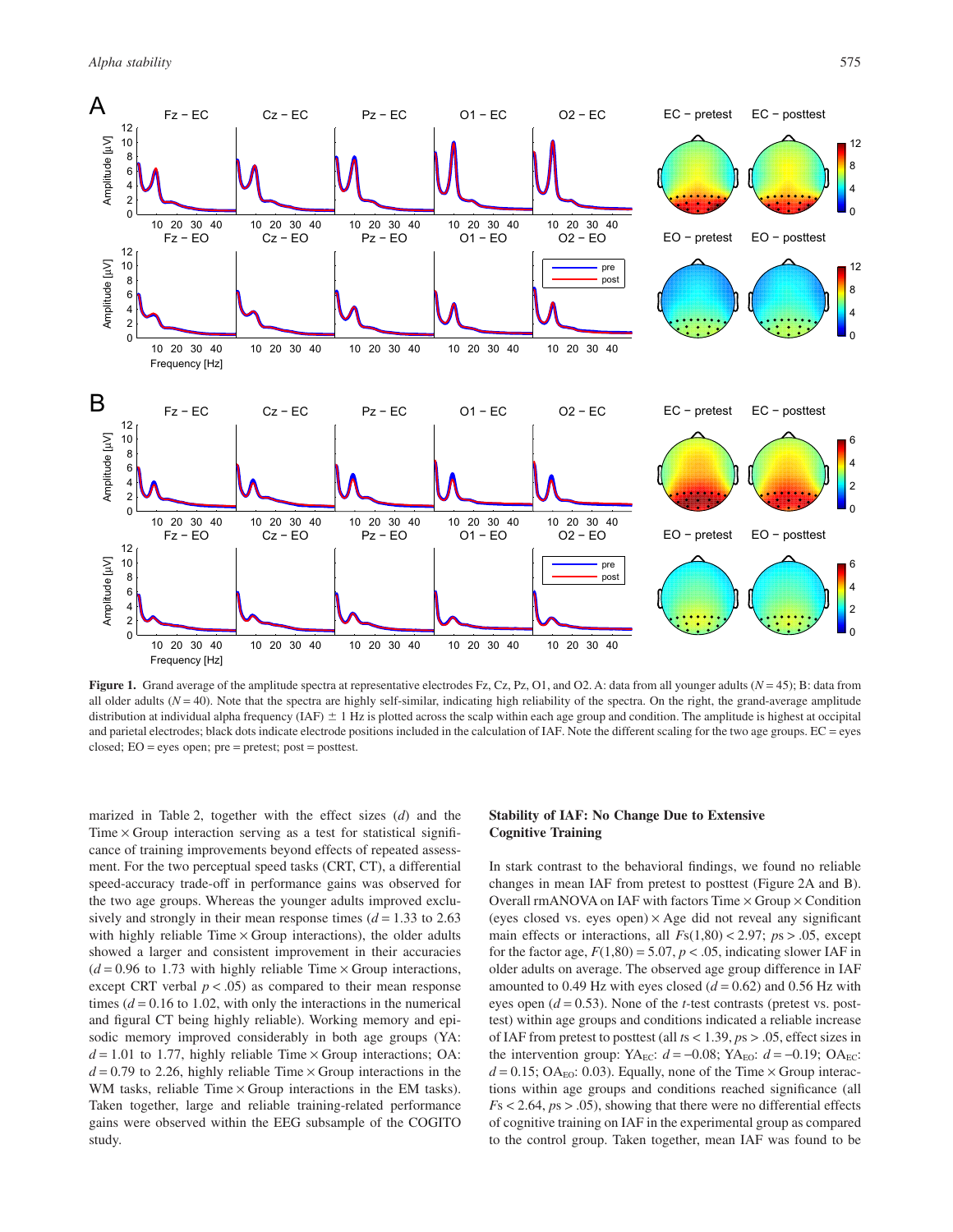**Figure 1.** Grand average of the amplitude spectra at representative electrodes Fz, Cz, Pz, O1, and O2. A: data from all younger adults ($N = 45$); B: data from all older adults ($N = 40$). Note that the spectra are highly self-similar, indicating high reliability of the spectra. On the right, the grand-average amplitude distribution at individual alpha frequency (IAF) ± 1 Hz is plotted across the scalp within each age group and condition. The amplitude is highest at occipital and parietal electrodes; black dots indicate electrode positions included in the calculation of IAF. Note the different scaling for the two age groups. EC = eyes closed; EO = eyes open; pre = pretest; post = posttest.

marized in Table 2, together with the effect sizes ($d$) and the Time × Group interaction serving as a test for statistical significance of training improvements beyond effects of repeated assessment. For the two perceptual speed tasks (CRT, CT), a differential speed-accuracy trade-off in performance gains was observed for the two age groups. Whereas the younger adults improved exclusively and strongly in their mean response times ($d = 1.33$ to $2.63$ with highly reliable Time × Group interactions), the older adults showed a larger and consistent improvement in their accuracies ($d = 0.96$ to $1.73$ with highly reliable Time × Group interactions, except CRT verbal $p < .05$) as compared to their mean response times ($d = 0.16$ to $1.02$, with only the interactions in the numerical and figural CT being highly reliable). Working memory and episodic memory improved considerably in both age groups (YA: $d = 1.01$ to $1.77$, highly reliable Time × Group interactions; OA: $d = 0.79$ to $2.26$, highly reliable Time × Group interactions in the WM tasks, reliable Time × Group interactions in the EM tasks). Taken together, large and reliable training-related performance gains were observed within the EEG subsample of the COGITO study.

### Stability of IAF: No Change Due to Extensive Cognitive Training

In stark contrast to the behavioral findings, we found no reliable changes in mean IAF from pretest to posttest (Figure 2A and B). Overall rmANOVA on IAF with factors Time × Group × Condition (eyes closed vs. eyes open) × Age did not reveal any significant main effects or interactions, all $Fs(1,80) < 2.97$; $ps > .05$, except for the factor age, $F(1,80) = 5.07$, $p < .05$, indicating slower IAF in older adults on average. The observed age group difference in IAF amounted to 0.49 Hz with eyes closed ($d = 0.62$) and 0.56 Hz with eyes open ($d = 0.53$). None of the $t$-test contrasts (pretest vs. posttest) within age groups and conditions indicated a reliable increase of IAF from pretest to posttest (all $ts < 1.39$, $ps > .05$, effect sizes in the intervention group: $YA_{EC}$: $d = -0.08$; $YA_{EO}$: $d = -0.19$; $OA_{EC}$: $d = 0.15$; $OA_{EO}$: 0.03). Equally, none of the Time × Group interactions within age groups and conditions reached significance (all $Fs < 2.64$, $ps > .05$), showing that there were no differential effects of cognitive training on IAF in the experimental group as compared to the control group. Taken together, mean IAF was found to be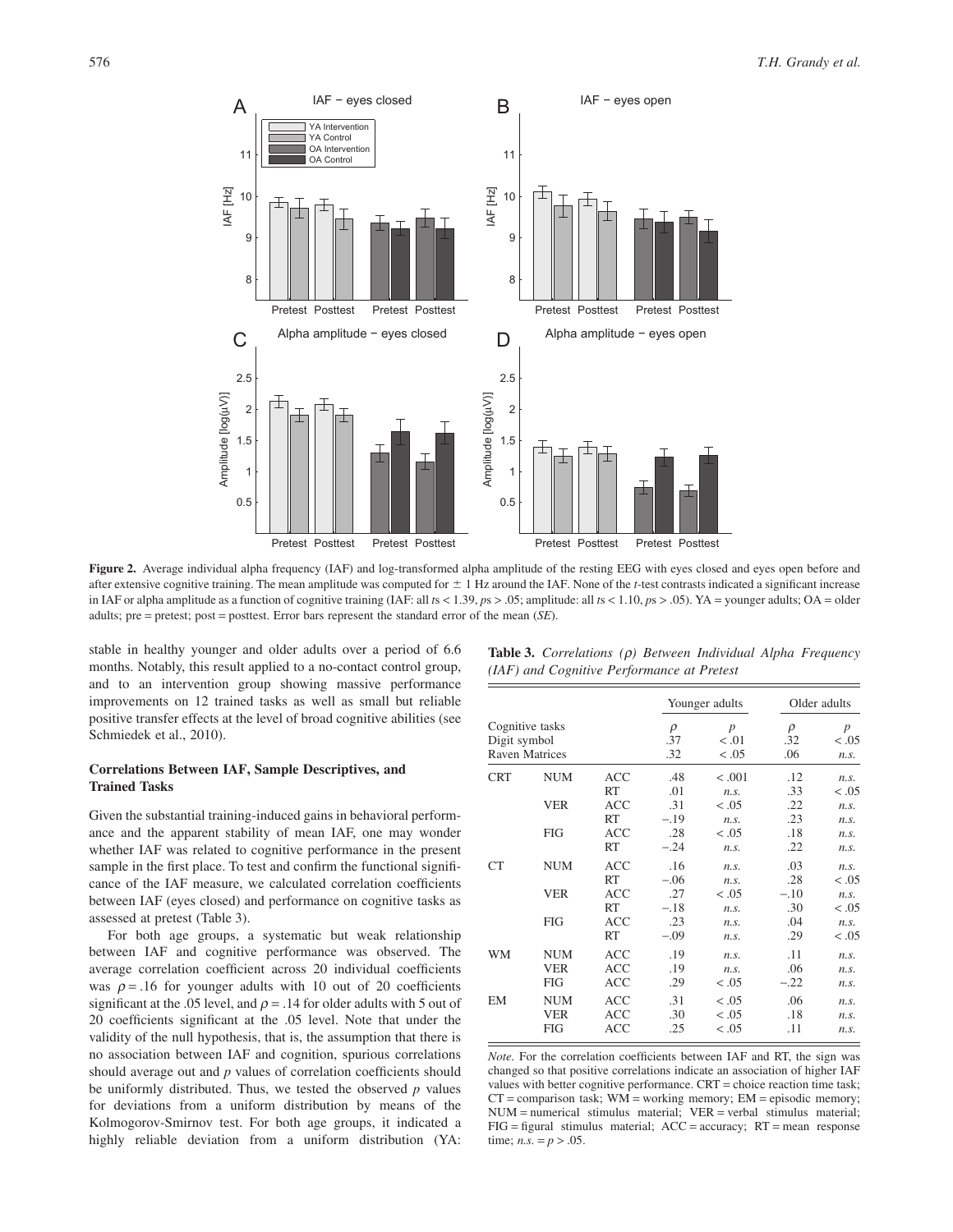**Figure 2.** Average individual alpha frequency (IAF) and log-transformed alpha amplitude of the resting EEG with eyes closed and eyes open before and after extensive cognitive training. The mean amplitude was computed for ± 1 Hz around the IAF. None of the *t*-test contrasts indicated a significant increase in IAF or alpha amplitude as a function of cognitive training (IAF: all $ts < 1.39$, $ps > .05$; amplitude: all $ts < 1.10$, $ps > .05$). YA = younger adults; OA = older adults; pre = pretest; post = posttest. Error bars represent the standard error of the mean (*SE*).

stable in healthy younger and older adults over a period of 6.6 months. Notably, this result applied to a no-contact control group, and to an intervention group showing massive performance improvements on 12 trained tasks as well as small but reliable positive transfer effects at the level of broad cognitive abilities (see Schmiedek et al., 2010).

### Correlations Between IAF, Sample Descriptives, and Trained Tasks

Given the substantial training-induced gains in behavioral performance and the apparent stability of mean IAF, one may wonder whether IAF was related to cognitive performance in the present sample in the first place. To test and confirm the functional significance of the IAF measure, we calculated correlation coefficients between IAF (eyes closed) and performance on cognitive tasks as assessed at pretest (Table 3).

For both age groups, a systematic but weak relationship between IAF and cognitive performance was observed. The average correlation coefficient across 20 individual coefficients was $\rho = .16$ for younger adults with 10 out of 20 coefficients significant at the .05 level, and $\rho = .14$ for older adults with 5 out of 20 coefficients significant at the .05 level. Note that under the validity of the null hypothesis, that is, the assumption that there is no association between IAF and cognition, spurious correlations should average out and *p* values of correlation coefficients should be uniformly distributed. Thus, we tested the observed *p* values for deviations from a uniform distribution by means of the Kolmogorov-Smirnov test. For both age groups, it indicated a highly reliable deviation from a uniform distribution (YA:

**Table 3.** *Correlations (ρ) Between Individual Alpha Frequency (IAF) and Cognitive Performance at Pretest*

| | | | Younger adults | | Older adults | |
|---|---|---|---|---|---|---|
| Cognitive tasks | | | $\rho$ | $p$ | $\rho$ | $p$ |
| Digit symbol | | | .37 | < .01 | .32 | < .05 |
| Raven Matrices | | | .32 | < .05 | .06 | *n.s.* |
| CRT | NUM | ACC | .48 | < .001 | .12 | *n.s.* |
| | | RT | .01 | *n.s.* | .33 | < .05 |
| | VER | ACC | .31 | < .05 | .22 | *n.s.* |
| | | RT | −.19 | *n.s.* | .23 | *n.s.* |
| | FIG | ACC | .28 | < .05 | .18 | *n.s.* |
| | | RT | −.24 | *n.s.* | .22 | *n.s.* |
| CT | NUM | ACC | .16 | *n.s.* | .03 | *n.s.* |
| | | RT | −.06 | *n.s.* | .28 | < .05 |
| | VER | ACC | .27 | < .05 | −.10 | *n.s.* |
| | | RT | −.18 | *n.s.* | .30 | < .05 |
| | FIG | ACC | .23 | *n.s.* | .04 | *n.s.* |
| | | RT | −.09 | *n.s.* | .29 | < .05 |
| WM | NUM | ACC | .19 | *n.s.* | .11 | *n.s.* |
| | VER | ACC | .19 | *n.s.* | .06 | *n.s.* |
| | FIG | ACC | .29 | < .05 | −.22 | *n.s.* |
| EM | NUM | ACC | .31 | < .05 | .06 | *n.s.* |
| | VER | ACC | .30 | < .05 | .18 | *n.s.* |
| | FIG | ACC | .25 | < .05 | .11 | *n.s.* |

*Note.* For the correlation coefficients between IAF and RT, the sign was changed so that positive correlations indicate an association of higher IAF values with better cognitive performance. CRT = choice reaction time task; CT = comparison task; WM = working memory; EM = episodic memory; NUM = numerical stimulus material; VER = verbal stimulus material; FIG = figural stimulus material; ACC = accuracy; RT = mean response time; *n.s.* = $p > .05$.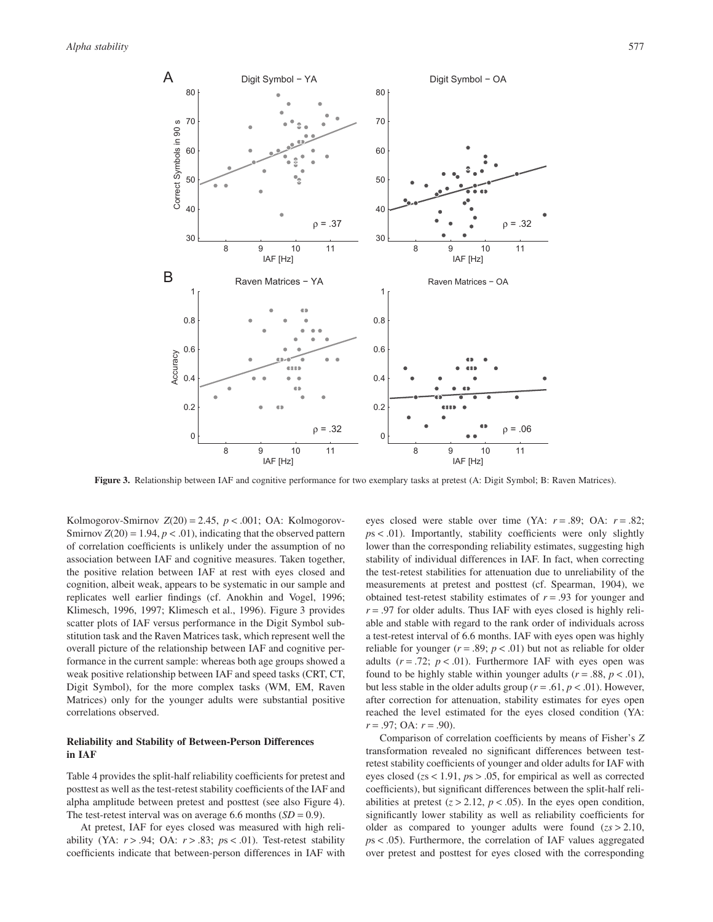**Figure 3.** Relationship between IAF and cognitive performance for two exemplary tasks at pretest (A: Digit Symbol; B: Raven Matrices).

Kolmogorov-Smirnov $Z(20) = 2.45$, $p < .001$; OA: Kolmogorov-Smirnov $Z(20) = 1.94$, $p < .01$), indicating that the observed pattern of correlation coefficients is unlikely under the assumption of no association between IAF and cognitive measures. Taken together, the positive relation between IAF at rest with eyes closed and cognition, albeit weak, appears to be systematic in our sample and replicates well earlier findings (cf. Anokhin and Vogel, 1996; Klimesch, 1996, 1997; Klimesch et al., 1996). Figure 3 provides scatter plots of IAF versus performance in the Digit Symbol substitution task and the Raven Matrices task, which represent well the overall picture of the relationship between IAF and cognitive performance in the current sample: whereas both age groups showed a weak positive relationship between IAF and speed tasks (CRT, CT, Digit Symbol), for the more complex tasks (WM, EM, Raven Matrices) only for the younger adults were substantial positive correlations observed.

## Reliability and Stability of Between-Person Differences in IAF

Table 4 provides the split-half reliability coefficients for pretest and posttest as well as the test-retest stability coefficients of the IAF and alpha amplitude between pretest and posttest (see also Figure 4). The test-retest interval was on average 6.6 months ($SD = 0.9$).

At pretest, IAF for eyes closed was measured with high reliability (YA: $r > .94$; OA: $r > .83$; $p\text{s} < .01$). Test-retest stability coefficients indicate that between-person differences in IAF with eyes closed were stable over time (YA: $r = .89$; OA: $r = .82$; $p\text{s} < .01$). Importantly, stability coefficients were only slightly lower than the corresponding reliability estimates, suggesting high stability of individual differences in IAF. In fact, when correcting the test-retest stabilities for attenuation due to unreliability of the measurements at pretest and posttest (cf. Spearman, 1904), we obtained test-retest stability estimates of $r = .93$ for younger and $r = .97$ for older adults. Thus IAF with eyes closed is highly reliable and stable with regard to the rank order of individuals across a test-retest interval of 6.6 months. IAF with eyes open was highly reliable for younger ($r = .89$; $p < .01$) but not as reliable for older adults ($r = .72$; $p < .01$). Furthermore IAF with eyes open was found to be highly stable within younger adults ($r = .88$, $p < .01$), but less stable in the older adults group ($r = .61$, $p < .01$). However, after correction for attenuation, stability estimates for eyes open reached the level estimated for the eyes closed condition (YA: $r = .97$; OA: $r = .90$).

Comparison of correlation coefficients by means of Fisher's $Z$ transformation revealed no significant differences between test-retest stability coefficients of younger and older adults for IAF with eyes closed ($z\text{s} < 1.91$, $p\text{s} > .05$, for empirical as well as corrected coefficients), but significant differences between the split-half reliabilities at pretest ($z > 2.12$, $p < .05$). In the eyes open condition, significantly lower stability as well as reliability coefficients for older as compared to younger adults were found ($z\text{s} > 2.10$, $p\text{s} < .05$). Furthermore, the correlation of IAF values aggregated over pretest and posttest for eyes closed with the corresponding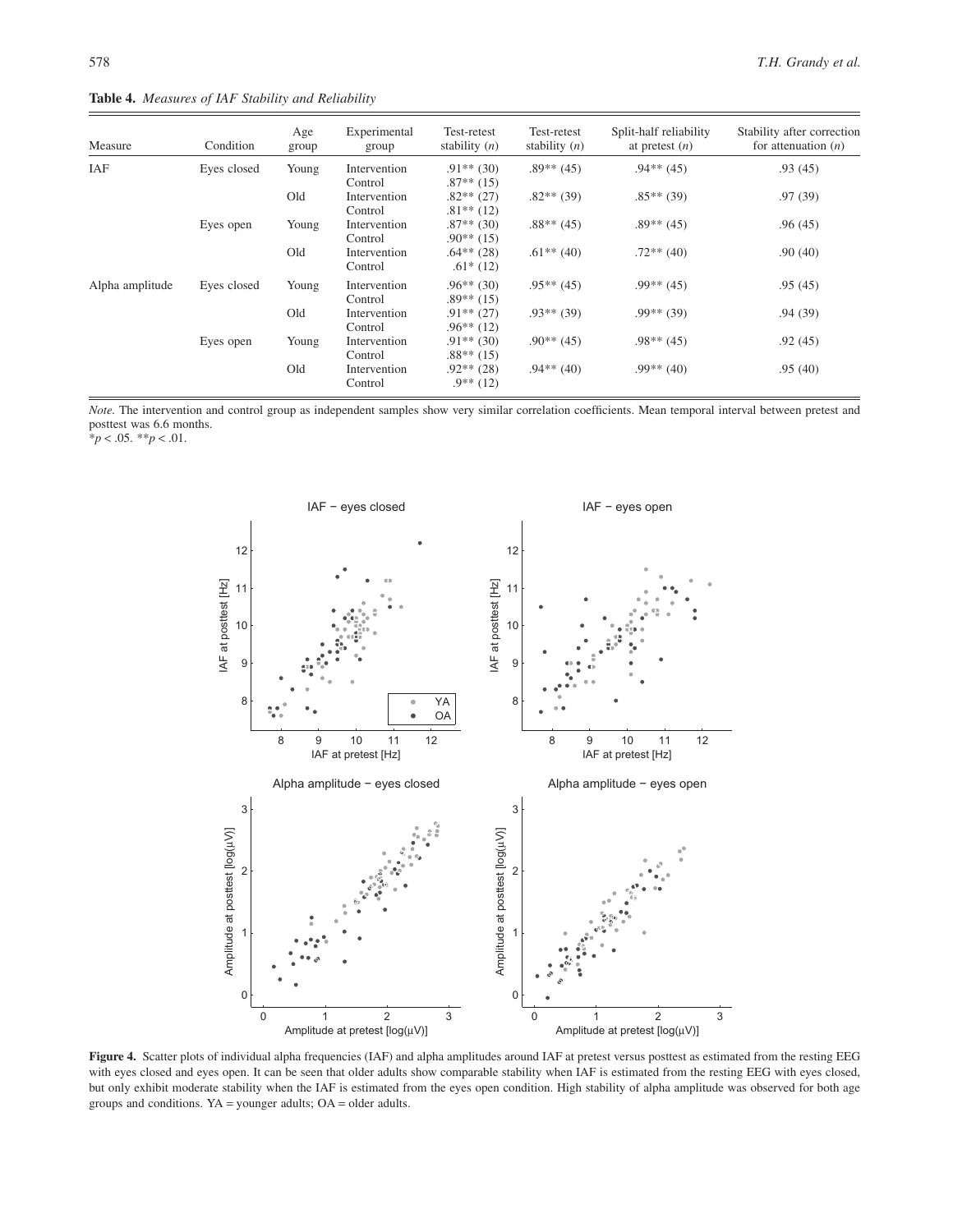**Table 4.** *Measures of IAF Stability and Reliability*

| Measure | Condition | Age group | Experimental group | Test-retest stability (*n*) | Test-retest stability (*n*) | Split-half reliability at pretest (*n*) | Stability after correction for attenuation (*n*) |
|---|---|---|---|---|---|---|---|
| IAF | Eyes closed | Young | Intervention | .91** (30) | .89** (45) | .94** (45) | .93 (45) |
| | | | Control | .87** (15) | | | |
| | | Old | Intervention | .82** (27) | .82** (39) | .85** (39) | .97 (39) |
| | | | Control | .81** (12) | | | |
| | Eyes open | Young | Intervention | .87** (30) | .88** (45) | .89** (45) | .96 (45) |
| | | | Control | .90** (15) | | | |
| | | Old | Intervention | .64** (28) | .61** (40) | .72** (40) | .90 (40) |
| | | | Control | .61* (12) | | | |
| Alpha amplitude | Eyes closed | Young | Intervention | .96** (30) | .95** (45) | .99** (45) | .95 (45) |
| | | | Control | .89** (15) | | | |
| | | Old | Intervention | .91** (27) | .93** (39) | .99** (39) | .94 (39) |
| | | | Control | .96** (12) | | | |
| | Eyes open | Young | Intervention | .91** (30) | .90** (45) | .98** (45) | .92 (45) |
| | | | Control | .88** (15) | | | |
| | | Old | Intervention | .92** (28) | .94** (40) | .99** (40) | .95 (40) |
| | | | Control | .9** (12) | | | |

*Note.* The intervention and control group as independent samples show very similar correlation coefficients. Mean temporal interval between pretest and posttest was 6.6 months.
*$p < .05$. **$p < .01$.

**Figure 4.** Scatter plots of individual alpha frequencies (IAF) and alpha amplitudes around IAF at pretest versus posttest as estimated from the resting EEG with eyes closed and eyes open. It can be seen that older adults show comparable stability when IAF is estimated from the resting EEG with eyes closed, but only exhibit moderate stability when the IAF is estimated from the eyes open condition. High stability of alpha amplitude was observed for both age groups and conditions. YA = younger adults; OA = older adults.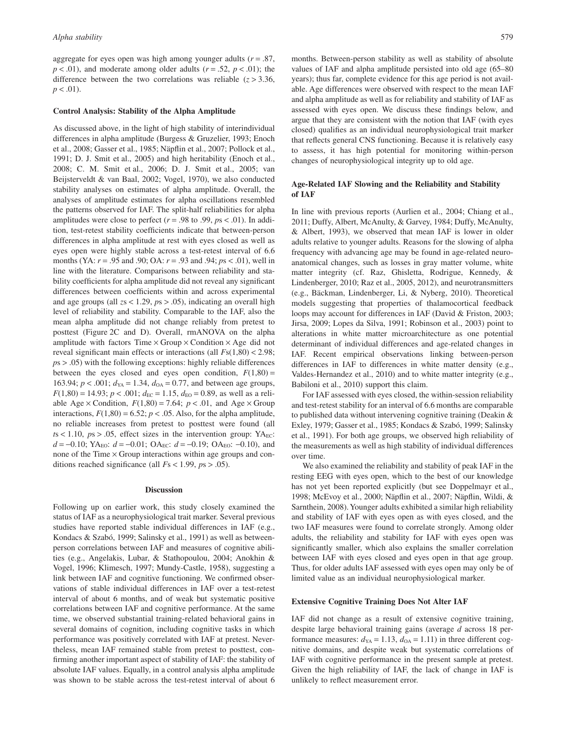aggregate for eyes open was high among younger adults ($r = .87$, $p < .01$), and moderate among older adults ($r = .52$, $p < .01$); the difference between the two correlations was reliable ($z > 3.36$, $p < .01$).

### Control Analysis: Stability of the Alpha Amplitude

As discussed above, in the light of high stability of interindividual differences in alpha amplitude (Burgess & Gruzelier, 1993; Enoch et al., 2008; Gasser et al., 1985; Näpflin et al., 2007; Pollock et al., 1991; D. J. Smit et al., 2005) and high heritability (Enoch et al., 2008; C. M. Smit et al., 2006; D. J. Smit et al., 2005; van Beijsterveldt & van Baal, 2002; Vogel, 1970), we also conducted stability analyses on estimates of alpha amplitude. Overall, the analyses of amplitude estimates for alpha oscillations resembled the patterns observed for IAF. The split-half reliabilities for alpha amplitudes were close to perfect ($r = .98$ to $.99$, $p\text{s} < .01$). In addition, test-retest stability coefficients indicate that between-person differences in alpha amplitude at rest with eyes closed as well as eyes open were highly stable across a test-retest interval of 6.6 months (YA: $r = .95$ and $.90$; OA: $r = .93$ and $.94$; $p\text{s} < .01$), well in line with the literature. Comparisons between reliability and stability coefficients for alpha amplitude did not reveal any significant differences between coefficients within and across experimental and age groups (all $z\text{s} < 1.29$, $p\text{s} > .05$), indicating an overall high level of reliability and stability. Comparable to the IAF, also the mean alpha amplitude did not change reliably from pretest to posttest (Figure 2C and D). Overall, rmANOVA on the alpha amplitude with factors Time × Group × Condition × Age did not reveal significant main effects or interactions (all $F\text{s}(1,80) < 2.98$; $p\text{s} > .05$) with the following exceptions: highly reliable differences between the eyes closed and eyes open condition, $F(1,80) = 163.94$; $p < .001$; $d_{YA} = 1.34$, $d_{OA} = 0.77$, and between age groups, $F(1,80) = 14.93$; $p < .001$; $d_{EC} = 1.15$, $d_{EO} = 0.89$, as well as a reliable Age × Condition, $F(1,80) = 7.64$; $p < .01$, and Age × Group interactions, $F(1,80) = 6.52$; $p < .05$. Also, for the alpha amplitude, no reliable increases from pretest to posttest were found (all $t\text{s} < 1.10$, $p\text{s} > .05$, effect sizes in the intervention group: $YA_{EC}$: $d = -0.10$; $YA_{EO}$: $d = -0.01$; $OA_{EC}$: $d = -0.19$; $OA_{EO}$: $-0.10$), and none of the Time × Group interactions within age groups and conditions reached significance (all $F\text{s} < 1.99$, $p\text{s} > .05$).

## Discussion

Following up on earlier work, this study closely examined the status of IAF as a neurophysiological trait marker. Several previous studies have reported stable individual differences in IAF (e.g., Kondacs & Szabó, 1999; Salinsky et al., 1991) as well as between-person correlations between IAF and measures of cognitive abilities (e.g., Angelakis, Lubar, & Stathopoulou, 2004; Anokhin & Vogel, 1996; Klimesch, 1997; Mundy-Castle, 1958), suggesting a link between IAF and cognitive functioning. We confirmed observations of stable individual differences in IAF over a test-retest interval of about 6 months, and of weak but systematic positive correlations between IAF and cognitive performance. At the same time, we observed substantial training-related behavioral gains in several domains of cognition, including cognitive tasks in which performance was positively correlated with IAF at pretest. Nevertheless, mean IAF remained stable from pretest to posttest, confirming another important aspect of stability of IAF: the stability of absolute IAF values. Equally, in a control analysis alpha amplitude was shown to be stable across the test-retest interval of about 6 months. Between-person stability as well as stability of absolute values of IAF and alpha amplitude persisted into old age (65–80 years); thus far, complete evidence for this age period is not available. Age differences were observed with respect to the mean IAF and alpha amplitude as well as for reliability and stability of IAF as assessed with eyes open. We discuss these findings below, and argue that they are consistent with the notion that IAF (with eyes closed) qualifies as an individual neurophysiological trait marker that reflects general CNS functioning. Because it is relatively easy to assess, it has high potential for monitoring within-person changes of neurophysiological integrity up to old age.

### Age-Related IAF Slowing and the Reliability and Stability of IAF

In line with previous reports (Aurlien et al., 2004; Chiang et al., 2011; Duffy, Albert, McAnulty, & Garvey, 1984; Duffy, McAnulty, & Albert, 1993), we observed that mean IAF is lower in older adults relative to younger adults. Reasons for the slowing of alpha frequency with advancing age may be found in age-related neuroanatomical changes, such as losses in gray matter volume, white matter integrity (cf. Raz, Ghisletta, Rodrigue, Kennedy, & Lindenberger, 2010; Raz et al., 2005, 2012), and neurotransmitters (e.g., Bäckman, Lindenberger, Li, & Nyberg, 2010). Theoretical models suggesting that properties of thalamocortical feedback loops may account for differences in IAF (David & Friston, 2003; Jirsa, 2009; Lopes da Silva, 1991; Robinson et al., 2003) point to alterations in white matter microarchitecture as one potential determinant of individual differences and age-related changes in IAF. Recent empirical observations linking between-person differences in IAF to differences in white matter density (e.g., Valdes-Hernandez et al., 2010) and to white matter integrity (e.g., Babiloni et al., 2010) support this claim.

For IAF assessed with eyes closed, the within-session reliability and test-retest stability for an interval of 6.6 months are comparable to published data without intervening cognitive training (Deakin & Exley, 1979; Gasser et al., 1985; Kondacs & Szabó, 1999; Salinsky et al., 1991). For both age groups, we observed high reliability of the measurements as well as high stability of individual differences over time.

We also examined the reliability and stability of peak IAF in the resting EEG with eyes open, which to the best of our knowledge has not yet been reported explicitly (but see Doppelmayr et al., 1998; McEvoy et al., 2000; Näpflin et al., 2007; Näpflin, Wildi, & Sarnthein, 2008). Younger adults exhibited a similar high reliability and stability of IAF with eyes open as with eyes closed, and the two IAF measures were found to correlate strongly. Among older adults, the reliability and stability for IAF with eyes open was significantly smaller, which also explains the smaller correlation between IAF with eyes closed and eyes open in that age group. Thus, for older adults IAF assessed with eyes open may only be of limited value as an individual neurophysiological marker.

### Extensive Cognitive Training Does Not Alter IAF

IAF did not change as a result of extensive cognitive training, despite large behavioral training gains (average $d$ across 18 performance measures: $d_{YA} = 1.13$, $d_{OA} = 1.11$) in three different cognitive domains, and despite weak but systematic correlations of IAF with cognitive performance in the present sample at pretest. Given the high reliability of IAF, the lack of change in IAF is unlikely to reflect measurement error.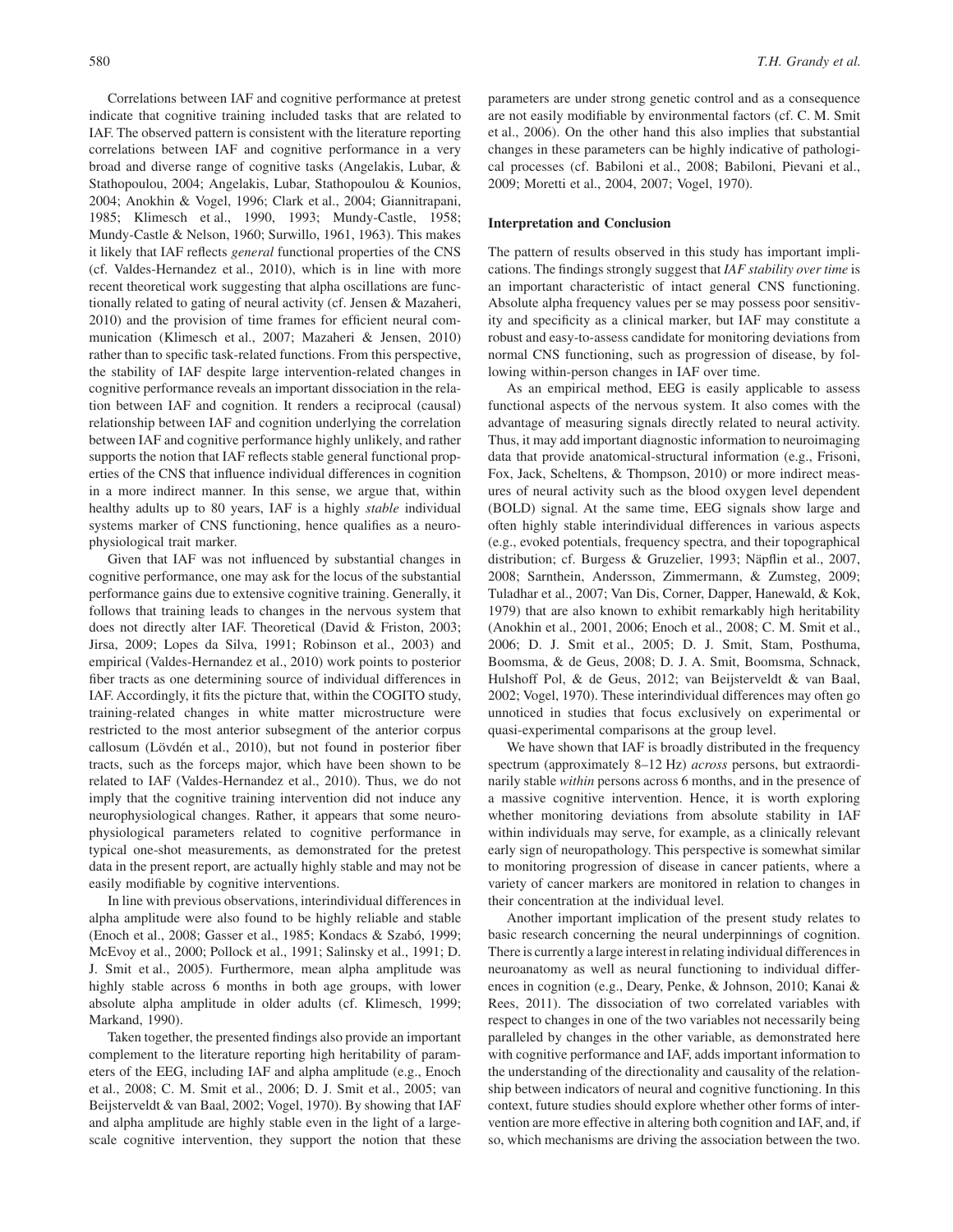Correlations between IAF and cognitive performance at pretest indicate that cognitive training included tasks that are related to IAF. The observed pattern is consistent with the literature reporting correlations between IAF and cognitive performance in a very broad and diverse range of cognitive tasks (Angelakis, Lubar, & Stathopoulou, 2004; Angelakis, Lubar, Stathopoulou & Kounios, 2004; Anokhin & Vogel, 1996; Clark et al., 2004; Giannitrapani, 1985; Klimesch et al., 1990, 1993; Mundy-Castle, 1958; Mundy-Castle & Nelson, 1960; Surwillo, 1961, 1963). This makes it likely that IAF reflects *general* functional properties of the CNS (cf. Valdes-Hernandez et al., 2010), which is in line with more recent theoretical work suggesting that alpha oscillations are functionally related to gating of neural activity (cf. Jensen & Mazaheri, 2010) and the provision of time frames for efficient neural communication (Klimesch et al., 2007; Mazaheri & Jensen, 2010) rather than to specific task-related functions. From this perspective, the stability of IAF despite large intervention-related changes in cognitive performance reveals an important dissociation in the relation between IAF and cognition. It renders a reciprocal (causal) relationship between IAF and cognition underlying the correlation between IAF and cognitive performance highly unlikely, and rather supports the notion that IAF reflects stable general functional properties of the CNS that influence individual differences in cognition in a more indirect manner. In this sense, we argue that, within healthy adults up to 80 years, IAF is a highly *stable* individual systems marker of CNS functioning, hence qualifies as a neurophysiological trait marker.

Given that IAF was not influenced by substantial changes in cognitive performance, one may ask for the locus of the substantial performance gains due to extensive cognitive training. Generally, it follows that training leads to changes in the nervous system that does not directly alter IAF. Theoretical (David & Friston, 2003; Jirsa, 2009; Lopes da Silva, 1991; Robinson et al., 2003) and empirical (Valdes-Hernandez et al., 2010) work points to posterior fiber tracts as one determining source of individual differences in IAF. Accordingly, it fits the picture that, within the COGITO study, training-related changes in white matter microstructure were restricted to the most anterior subsegment of the anterior corpus callosum (Lövdén et al., 2010), but not found in posterior fiber tracts, such as the forceps major, which have been shown to be related to IAF (Valdes-Hernandez et al., 2010). Thus, we do not imply that the cognitive training intervention did not induce any neurophysiological changes. Rather, it appears that some neurophysiological parameters related to cognitive performance in typical one-shot measurements, as demonstrated for the pretest data in the present report, are actually highly stable and may not be easily modifiable by cognitive interventions.

In line with previous observations, interindividual differences in alpha amplitude were also found to be highly reliable and stable (Enoch et al., 2008; Gasser et al., 1985; Kondacs & Szabó, 1999; McEvoy et al., 2000; Pollock et al., 1991; Salinsky et al., 1991; D. J. Smit et al., 2005). Furthermore, mean alpha amplitude was highly stable across 6 months in both age groups, with lower absolute alpha amplitude in older adults (cf. Klimesch, 1999; Markand, 1990).

Taken together, the presented findings also provide an important complement to the literature reporting high heritability of parameters of the EEG, including IAF and alpha amplitude (e.g., Enoch et al., 2008; C. M. Smit et al., 2006; D. J. Smit et al., 2005; van Beijsterveldt & van Baal, 2002; Vogel, 1970). By showing that IAF and alpha amplitude are highly stable even in the light of a large-scale cognitive intervention, they support the notion that these parameters are under strong genetic control and as a consequence are not easily modifiable by environmental factors (cf. C. M. Smit et al., 2006). On the other hand this also implies that substantial changes in these parameters can be highly indicative of pathological processes (cf. Babiloni et al., 2008; Babiloni, Pievani et al., 2009; Moretti et al., 2004, 2007; Vogel, 1970).

### Interpretation and Conclusion

The pattern of results observed in this study has important implications. The findings strongly suggest that *IAF stability over time* is an important characteristic of intact general CNS functioning. Absolute alpha frequency values per se may possess poor sensitivity and specificity as a clinical marker, but IAF may constitute a robust and easy-to-assess candidate for monitoring deviations from normal CNS functioning, such as progression of disease, by following within-person changes in IAF over time.

As an empirical method, EEG is easily applicable to assess functional aspects of the nervous system. It also comes with the advantage of measuring signals directly related to neural activity. Thus, it may add important diagnostic information to neuroimaging data that provide anatomical-structural information (e.g., Frisoni, Fox, Jack, Scheltens, & Thompson, 2010) or more indirect measures of neural activity such as the blood oxygen level dependent (BOLD) signal. At the same time, EEG signals show large and often highly stable interindividual differences in various aspects (e.g., evoked potentials, frequency spectra, and their topographical distribution; cf. Burgess & Gruzelier, 1993; Näpflin et al., 2007, 2008; Sarnthein, Andersson, Zimmermann, & Zumsteg, 2009; Tuladhar et al., 2007; Van Dis, Corner, Dapper, Hanewald, & Kok, 1979) that are also known to exhibit remarkably high heritability (Anokhin et al., 2001, 2006; Enoch et al., 2008; C. M. Smit et al., 2006; D. J. Smit et al., 2005; D. J. Smit, Stam, Posthuma, Boomsma, & de Geus, 2008; D. J. A. Smit, Boomsma, Schnack, Hulshoff Pol, & de Geus, 2012; van Beijsterveldt & van Baal, 2002; Vogel, 1970). These interindividual differences may often go unnoticed in studies that focus exclusively on experimental or quasi-experimental comparisons at the group level.

We have shown that IAF is broadly distributed in the frequency spectrum (approximately 8–12 Hz) *across* persons, but extraordinarily stable *within* persons across 6 months, and in the presence of a massive cognitive intervention. Hence, it is worth exploring whether monitoring deviations from absolute stability in IAF within individuals may serve, for example, as a clinically relevant early sign of neuropathology. This perspective is somewhat similar to monitoring progression of disease in cancer patients, where a variety of cancer markers are monitored in relation to changes in their concentration at the individual level.

Another important implication of the present study relates to basic research concerning the neural underpinnings of cognition. There is currently a large interest in relating individual differences in neuroanatomy as well as neural functioning to individual differences in cognition (e.g., Deary, Penke, & Johnson, 2010; Kanai & Rees, 2011). The dissociation of two correlated variables with respect to changes in one of the two variables not necessarily being paralleled by changes in the other variable, as demonstrated here with cognitive performance and IAF, adds important information to the understanding of the directionality and causality of the relationship between indicators of neural and cognitive functioning. In this context, future studies should explore whether other forms of intervention are more effective in altering both cognition and IAF, and, if so, which mechanisms are driving the association between the two.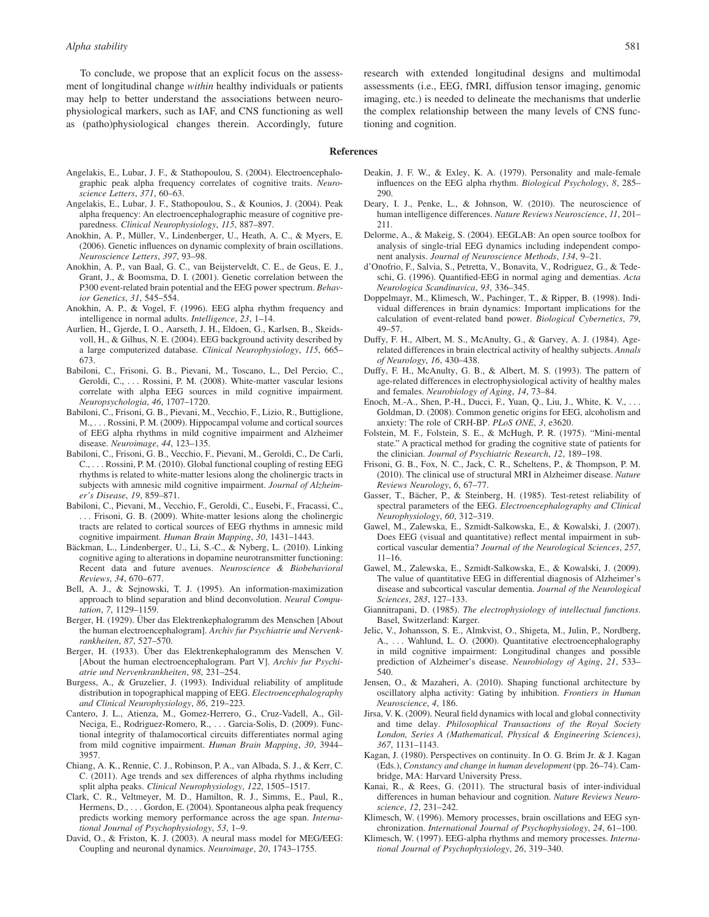To conclude, we propose that an explicit focus on the assessment of longitudinal change *within* healthy individuals or patients may help to better understand the associations between neurophysiological markers, such as IAF, and CNS functioning as well as (patho)physiological changes therein. Accordingly, future research with extended longitudinal designs and multimodal assessments (i.e., EEG, fMRI, diffusion tensor imaging, genomic imaging, etc.) is needed to delineate the mechanisms that underlie the complex relationship between the many levels of CNS functioning and cognition.

## References

Angelakis, E., Lubar, J. F., & Stathopoulou, S. (2004). Electroencephalographic peak alpha frequency correlates of cognitive traits. *Neuroscience Letters*, *371*, 60–63.

Angelakis, E., Lubar, J. F., Stathopoulou, S., & Kounios, J. (2004). Peak alpha frequency: An electroencephalographic measure of cognitive preparedness. *Clinical Neurophysiology*, *115*, 887–897.

Anokhin, A. P., Müller, V., Lindenberger, U., Heath, A. C., & Myers, E. (2006). Genetic influences on dynamic complexity of brain oscillations. *Neuroscience Letters*, *397*, 93–98.

Anokhin, A. P., van Baal, G. C., van Beijsterveldt, C. E., de Geus, E. J., Grant, J., & Boomsma, D. I. (2001). Genetic correlation between the P300 event-related brain potential and the EEG power spectrum. *Behavior Genetics*, *31*, 545–554.

Anokhin, A. P., & Vogel, F. (1996). EEG alpha rhythm frequency and intelligence in normal adults. *Intelligence*, *23*, 1–14.

Aurlien, H., Gjerde, I. O., Aarseth, J. H., Eldoen, G., Karlsen, B., Skeidsvoll, H., & Gilhus, N. E. (2004). EEG background activity described by a large computerized database. *Clinical Neurophysiology*, *115*, 665–673.

Babiloni, C., Frisoni, G. B., Pievani, M., Toscano, L., Del Percio, C., Geroldi, C., . . . Rossini, P. M. (2008). White-matter vascular lesions correlate with alpha EEG sources in mild cognitive impairment. *Neuropsychologia*, *46*, 1707–1720.

Babiloni, C., Frisoni, G. B., Pievani, M., Vecchio, F., Lizio, R., Buttiglione, M., . . . Rossini, P. M. (2009). Hippocampal volume and cortical sources of EEG alpha rhythms in mild cognitive impairment and Alzheimer disease. *Neuroimage*, *44*, 123–135.

Babiloni, C., Frisoni, G. B., Vecchio, F., Pievani, M., Geroldi, C., De Carli, C., . . . Rossini, P. M. (2010). Global functional coupling of resting EEG rhythms is related to white-matter lesions along the cholinergic tracts in subjects with amnesic mild cognitive impairment. *Journal of Alzheimer's Disease*, *19*, 859–871.

Babiloni, C., Pievani, M., Vecchio, F., Geroldi, C., Eusebi, F., Fracassi, C., . . . Frisoni, G. B. (2009). White-matter lesions along the cholinergic tracts are related to cortical sources of EEG rhythms in amnesic mild cognitive impairment. *Human Brain Mapping*, *30*, 1431–1443.

Bäckman, L., Lindenberger, U., Li, S.-C., & Nyberg, L. (2010). Linking cognitive aging to alterations in dopamine neurotransmitter functioning: Recent data and future avenues. *Neuroscience & Biobehavioral Reviews*, *34*, 670–677.

Bell, A. J., & Sejnowski, T. J. (1995). An information-maximization approach to blind separation and blind deconvolution. *Neural Computation*, *7*, 1129–1159.

Berger, H. (1929). Über das Elektrenkephalogramm des Menschen [About the human electroencephalogram]. *Archiv fur Psychiatrie und Nervenkrankheiten*, *87*, 527–570.

Berger, H. (1933). Über das Elektrenkephalogramm des Menschen V. [About the human electroencephalogram. Part V]. *Archiv fur Psychiatrie und Nervenkrankheiten*, *98*, 231–254.

Burgess, A., & Gruzelier, J. (1993). Individual reliability of amplitude distribution in topographical mapping of EEG. *Electroencephalography and Clinical Neurophysiology*, *86*, 219–223.

Cantero, J. L., Atienza, M., Gomez-Herrero, G., Cruz-Vadell, A., Gil-Neciga, E., Rodriguez-Romero, R., . . . Garcia-Solis, D. (2009). Functional integrity of thalamocortical circuits differentiates normal aging from mild cognitive impairment. *Human Brain Mapping*, *30*, 3944–3957.

Chiang, A. K., Rennie, C. J., Robinson, P. A., van Albada, S. J., & Kerr, C. C. (2011). Age trends and sex differences of alpha rhythms including split alpha peaks. *Clinical Neurophysiology*, *122*, 1505–1517.

Clark, C. R., Veltmeyer, M. D., Hamilton, R. J., Simms, E., Paul, R., Hermens, D., . . . Gordon, E. (2004). Spontaneous alpha peak frequency predicts working memory performance across the age span. *International Journal of Psychophysiology*, *53*, 1–9.

David, O., & Friston, K. J. (2003). A neural mass model for MEG/EEG: Coupling and neuronal dynamics. *Neuroimage*, *20*, 1743–1755.

Deakin, J. F. W., & Exley, K. A. (1979). Personality and male-female influences on the EEG alpha rhythm. *Biological Psychology*, *8*, 285–290.

Deary, I. J., Penke, L., & Johnson, W. (2010). The neuroscience of human intelligence differences. *Nature Reviews Neuroscience*, *11*, 201–211.

Delorme, A., & Makeig, S. (2004). EEGLAB: An open source toolbox for analysis of single-trial EEG dynamics including independent component analysis. *Journal of Neuroscience Methods*, *134*, 9–21.

d'Onofrio, F., Salvia, S., Petretta, V., Bonavita, V., Rodriguez, G., & Tedeschi, G. (1996). Quantified-EEG in normal aging and dementias. *Acta Neurologica Scandinavica*, *93*, 336–345.

Doppelmayr, M., Klimesch, W., Pachinger, T., & Ripper, B. (1998). Individual differences in brain dynamics: Important implications for the calculation of event-related band power. *Biological Cybernetics*, *79*, 49–57.

Duffy, F. H., Albert, M. S., McAnulty, G., & Garvey, A. J. (1984). Age-related differences in brain electrical activity of healthy subjects. *Annals of Neurology*, *16*, 430–438.

Duffy, F. H., McAnulty, G. B., & Albert, M. S. (1993). The pattern of age-related differences in electrophysiological activity of healthy males and females. *Neurobiology of Aging*, *14*, 73–84.

Enoch, M.-A., Shen, P.-H., Ducci, F., Yuan, Q., Liu, J., White, K. V., . . . Goldman, D. (2008). Common genetic origins for EEG, alcoholism and anxiety: The role of CRH-BP. *PLoS ONE*, *3*, e3620.

Folstein, M. F., Folstein, S. E., & McHugh, P. R. (1975). "Mini-mental state." A practical method for grading the cognitive state of patients for the clinician. *Journal of Psychiatric Research*, *12*, 189–198.

Frisoni, G. B., Fox, N. C., Jack, C. R., Scheltens, P., & Thompson, P. M. (2010). The clinical use of structural MRI in Alzheimer disease. *Nature Reviews Neurology*, *6*, 67–77.

Gasser, T., Bächer, P., & Steinberg, H. (1985). Test-retest reliability of spectral parameters of the EEG. *Electroencephalography and Clinical Neurophysiology*, *60*, 312–319.

Gawel, M., Zalewska, E., Szmidt-Salkowska, E., & Kowalski, J. (2007). Does EEG (visual and quantitative) reflect mental impairment in subcortical vascular dementia? *Journal of the Neurological Sciences*, *257*, 11–16.

Gawel, M., Zalewska, E., Szmidt-Salkowska, E., & Kowalski, J. (2009). The value of quantitative EEG in differential diagnosis of Alzheimer's disease and subcortical vascular dementia. *Journal of the Neurological Sciences*, *283*, 127–133.

Giannitrapani, D. (1985). *The electrophysiology of intellectual functions*. Basel, Switzerland: Karger.

Jelic, V., Johansson, S. E., Almkvist, O., Shigeta, M., Julin, P., Nordberg, A., . . . Wahlund, L. O. (2000). Quantitative electroencephalography in mild cognitive impairment: Longitudinal changes and possible prediction of Alzheimer's disease. *Neurobiology of Aging*, *21*, 533–540.

Jensen, O., & Mazaheri, A. (2010). Shaping functional architecture by oscillatory alpha activity: Gating by inhibition. *Frontiers in Human Neuroscience*, *4*, 186.

Jirsa, V. K. (2009). Neural field dynamics with local and global connectivity and time delay. *Philosophical Transactions of the Royal Society London, Series A (Mathematical, Physical & Engineering Sciences)*, *367*, 1131–1143.

Kagan, J. (1980). Perspectives on continuity. In O. G. Brim Jr. & J. Kagan (Eds.), *Constancy and change in human development* (pp. 26–74). Cambridge, MA: Harvard University Press.

Kanai, R., & Rees, G. (2011). The structural basis of inter-individual differences in human behaviour and cognition. *Nature Reviews Neuroscience*, *12*, 231–242.

Klimesch, W. (1996). Memory processes, brain oscillations and EEG synchronization. *International Journal of Psychophysiology*, *24*, 61–100.

Klimesch, W. (1997). EEG-alpha rhythms and memory processes. *International Journal of Psychophysiology*, *26*, 319–340.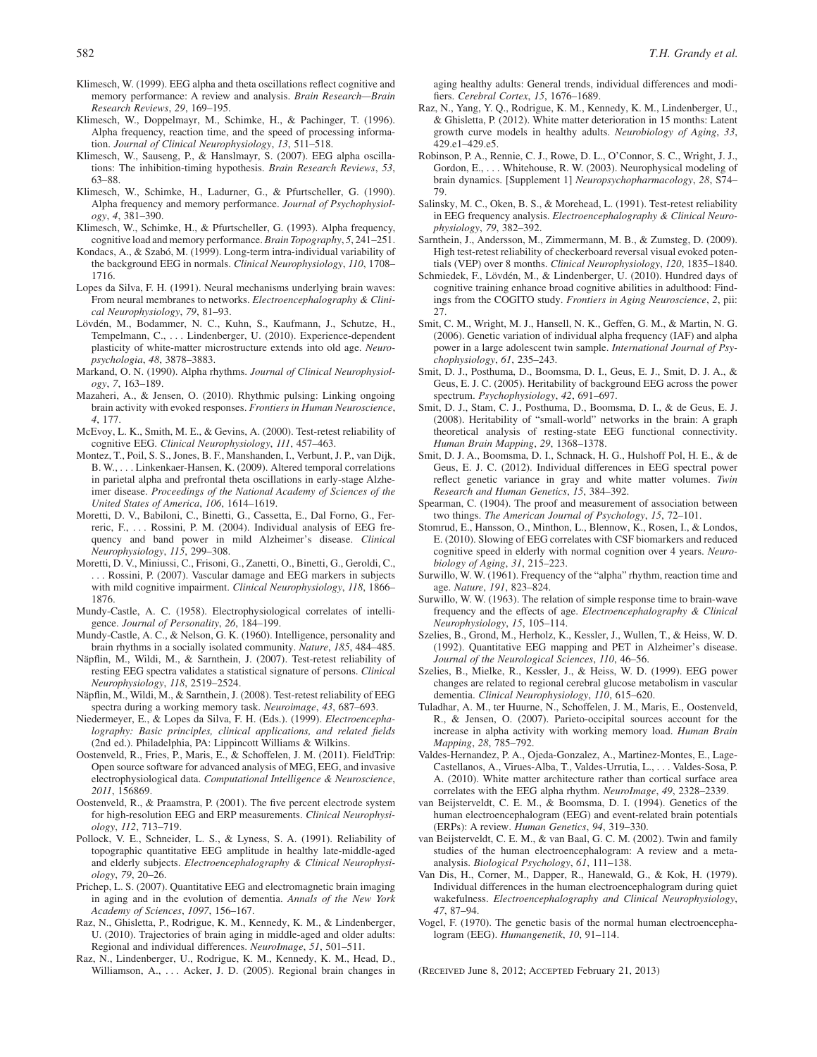Klimesch, W. (1999). EEG alpha and theta oscillations reflect cognitive and memory performance: A review and analysis. *Brain Research—Brain Research Reviews*, *29*, 169–195.

Klimesch, W., Doppelmayr, M., Schimke, H., & Pachinger, T. (1996). Alpha frequency, reaction time, and the speed of processing information. *Journal of Clinical Neurophysiology*, *13*, 511–518.

Klimesch, W., Sauseng, P., & Hanslmayr, S. (2007). EEG alpha oscillations: The inhibition-timing hypothesis. *Brain Research Reviews*, *53*, 63–88.

Klimesch, W., Schimke, H., Ladurner, G., & Pfurtscheller, G. (1990). Alpha frequency and memory performance. *Journal of Psychophysiology*, *4*, 381–390.

Klimesch, W., Schimke, H., & Pfurtscheller, G. (1993). Alpha frequency, cognitive load and memory performance. *Brain Topography*, *5*, 241–251.

Kondacs, A., & Szabó, M. (1999). Long-term intra-individual variability of the background EEG in normals. *Clinical Neurophysiology*, *110*, 1708–1716.

Lopes da Silva, F. H. (1991). Neural mechanisms underlying brain waves: From neural membranes to networks. *Electroencephalography & Clinical Neurophysiology*, *79*, 81–93.

Lövdén, M., Bodammer, N. C., Kuhn, S., Kaufmann, J., Schutze, H., Tempelmann, C., . . . Lindenberger, U. (2010). Experience-dependent plasticity of white-matter microstructure extends into old age. *Neuropsychologia*, *48*, 3878–3883.

Markand, O. N. (1990). Alpha rhythms. *Journal of Clinical Neurophysiology*, *7*, 163–189.

Mazaheri, A., & Jensen, O. (2010). Rhythmic pulsing: Linking ongoing brain activity with evoked responses. *Frontiers in Human Neuroscience*, *4*, 177.

McEvoy, L. K., Smith, M. E., & Gevins, A. (2000). Test-retest reliability of cognitive EEG. *Clinical Neurophysiology*, *111*, 457–463.

Montez, T., Poil, S. S., Jones, B. F., Manshanden, I., Verbunt, J. P., van Dijk, B. W., . . . Linkenkaer-Hansen, K. (2009). Altered temporal correlations in parietal alpha and prefrontal theta oscillations in early-stage Alzheimer disease. *Proceedings of the National Academy of Sciences of the United States of America*, *106*, 1614–1619.

Moretti, D. V., Babiloni, C., Binetti, G., Cassetta, E., Dal Forno, G., Ferreric, F., . . . Rossini, P. M. (2004). Individual analysis of EEG frequency and band power in mild Alzheimer's disease. *Clinical Neurophysiology*, *115*, 299–308.

Moretti, D. V., Miniussi, C., Frisoni, G., Zanetti, O., Binetti, G., Geroldi, C., . . . Rossini, P. (2007). Vascular damage and EEG markers in subjects with mild cognitive impairment. *Clinical Neurophysiology*, *118*, 1866–1876.

Mundy-Castle, A. C. (1958). Electrophysiological correlates of intelligence. *Journal of Personality*, *26*, 184–199.

Mundy-Castle, A. C., & Nelson, G. K. (1960). Intelligence, personality and brain rhythms in a socially isolated community. *Nature*, *185*, 484–485.

Näpflin, M., Wildi, M., & Sarnthein, J. (2007). Test-retest reliability of resting EEG spectra validates a statistical signature of persons. *Clinical Neurophysiology*, *118*, 2519–2524.

Näpflin, M., Wildi, M., & Sarnthein, J. (2008). Test-retest reliability of EEG spectra during a working memory task. *Neuroimage*, *43*, 687–693.

Niedermeyer, E., & Lopes da Silva, F. H. (Eds.). (1999). *Electroencephalography: Basic principles, clinical applications, and related fields* (2nd ed.). Philadelphia, PA: Lippincott Williams & Wilkins.

Oostenveld, R., Fries, P., Maris, E., & Schoffelen, J. M. (2011). FieldTrip: Open source software for advanced analysis of MEG, EEG, and invasive electrophysiological data. *Computational Intelligence & Neuroscience*, *2011*, 156869.

Oostenveld, R., & Praamstra, P. (2001). The five percent electrode system for high-resolution EEG and ERP measurements. *Clinical Neurophysiology*, *112*, 713–719.

Pollock, V. E., Schneider, L. S., & Lyness, S. A. (1991). Reliability of topographic quantitative EEG amplitude in healthy late-middle-aged and elderly subjects. *Electroencephalography & Clinical Neurophysiology*, *79*, 20–26.

Prichep, L. S. (2007). Quantitative EEG and electromagnetic brain imaging in aging and in the evolution of dementia. *Annals of the New York Academy of Sciences*, *1097*, 156–167.

Raz, N., Ghisletta, P., Rodrigue, K. M., Kennedy, K. M., & Lindenberger, U. (2010). Trajectories of brain aging in middle-aged and older adults: Regional and individual differences. *NeuroImage*, *51*, 501–511.

Raz, N., Lindenberger, U., Rodrigue, K. M., Kennedy, K. M., Head, D., Williamson, A., . . . Acker, J. D. (2005). Regional brain changes in aging healthy adults: General trends, individual differences and modifiers. *Cerebral Cortex*, *15*, 1676–1689.

Raz, N., Yang, Y. Q., Rodrigue, K. M., Kennedy, K. M., Lindenberger, U., & Ghisletta, P. (2012). White matter deterioration in 15 months: Latent growth curve models in healthy adults. *Neurobiology of Aging*, *33*, 429.e1–429.e5.

Robinson, P. A., Rennie, C. J., Rowe, D. L., O'Connor, S. C., Wright, J. J., Gordon, E., . . . Whitehouse, R. W. (2003). Neurophysical modeling of brain dynamics. [Supplement 1] *Neuropsychopharmacology*, *28*, S74–79.

Salinsky, M. C., Oken, B. S., & Morehead, L. (1991). Test-retest reliability in EEG frequency analysis. *Electroencephalography & Clinical Neurophysiology*, *79*, 382–392.

Sarnthein, J., Andersson, M., Zimmermann, M. B., & Zumsteg, D. (2009). High test-retest reliability of checkerboard reversal visual evoked potentials (VEP) over 8 months. *Clinical Neurophysiology*, *120*, 1835–1840.

Schmiedek, F., Lövdén, M., & Lindenberger, U. (2010). Hundred days of cognitive training enhance broad cognitive abilities in adulthood: Findings from the COGITO study. *Frontiers in Aging Neuroscience*, *2*, pii: 27.

Smit, C. M., Wright, M. J., Hansell, N. K., Geffen, G. M., & Martin, N. G. (2006). Genetic variation of individual alpha frequency (IAF) and alpha power in a large adolescent twin sample. *International Journal of Psychophysiology*, *61*, 235–243.

Smit, D. J., Posthuma, D., Boomsma, D. I., Geus, E. J., Smit, D. J. A., & Geus, E. J. C. (2005). Heritability of background EEG across the power spectrum. *Psychophysiology*, *42*, 691–697.

Smit, D. J., Stam, C. J., Posthuma, D., Boomsma, D. I., & de Geus, E. J. (2008). Heritability of "small-world" networks in the brain: A graph theoretical analysis of resting-state EEG functional connectivity. *Human Brain Mapping*, *29*, 1368–1378.

Smit, D. J. A., Boomsma, D. I., Schnack, H. G., Hulshoff Pol, H. E., & de Geus, E. J. C. (2012). Individual differences in EEG spectral power reflect genetic variance in gray and white matter volumes. *Twin Research and Human Genetics*, *15*, 384–392.

Spearman, C. (1904). The proof and measurement of association between two things. *The American Journal of Psychology*, *15*, 72–101.

Stomrud, E., Hansson, O., Minthon, L., Blennow, K., Rosen, I., & Londos, E. (2010). Slowing of EEG correlates with CSF biomarkers and reduced cognitive speed in elderly with normal cognition over 4 years. *Neurobiology of Aging*, *31*, 215–223.

Surwillo, W. W. (1961). Frequency of the "alpha" rhythm, reaction time and age. *Nature*, *191*, 823–824.

Surwillo, W. W. (1963). The relation of simple response time to brain-wave frequency and the effects of age. *Electroencephalography & Clinical Neurophysiology*, *15*, 105–114.

Szelies, B., Grond, M., Herholz, K., Kessler, J., Wullen, T., & Heiss, W. D. (1992). Quantitative EEG mapping and PET in Alzheimer's disease. *Journal of the Neurological Sciences*, *110*, 46–56.

Szelies, B., Mielke, R., Kessler, J., & Heiss, W. D. (1999). EEG power changes are related to regional cerebral glucose metabolism in vascular dementia. *Clinical Neurophysiology*, *110*, 615–620.

Tuladhar, A. M., ter Huurne, N., Schoffelen, J. M., Maris, E., Oostenveld, R., & Jensen, O. (2007). Parieto-occipital sources account for the increase in alpha activity with working memory load. *Human Brain Mapping*, *28*, 785–792.

Valdes-Hernandez, P. A., Ojeda-Gonzalez, A., Martinez-Montes, E., Lage-Castellanos, A., Virues-Alba, T., Valdes-Urrutia, L., . . . Valdes-Sosa, P. A. (2010). White matter architecture rather than cortical surface area correlates with the EEG alpha rhythm. *NeuroImage*, *49*, 2328–2339.

van Beijsterveldt, C. E. M., & Boomsma, D. I. (1994). Genetics of the human electroencephalogram (EEG) and event-related brain potentials (ERPs): A review. *Human Genetics*, *94*, 319–330.

van Beijsterveldt, C. E. M., & van Baal, G. C. M. (2002). Twin and family studies of the human electroencephalogram: A review and a meta-analysis. *Biological Psychology*, *61*, 111–138.

Van Dis, H., Corner, M., Dapper, R., Hanewald, G., & Kok, H. (1979). Individual differences in the human electroencephalogram during quiet wakefulness. *Electroencephalography and Clinical Neurophysiology*, *47*, 87–94.

Vogel, F. (1970). The genetic basis of the normal human electroencephalogram (EEG). *Humangenetik*, *10*, 91–114.

(Received June 8, 2012; Accepted February 21, 2013)